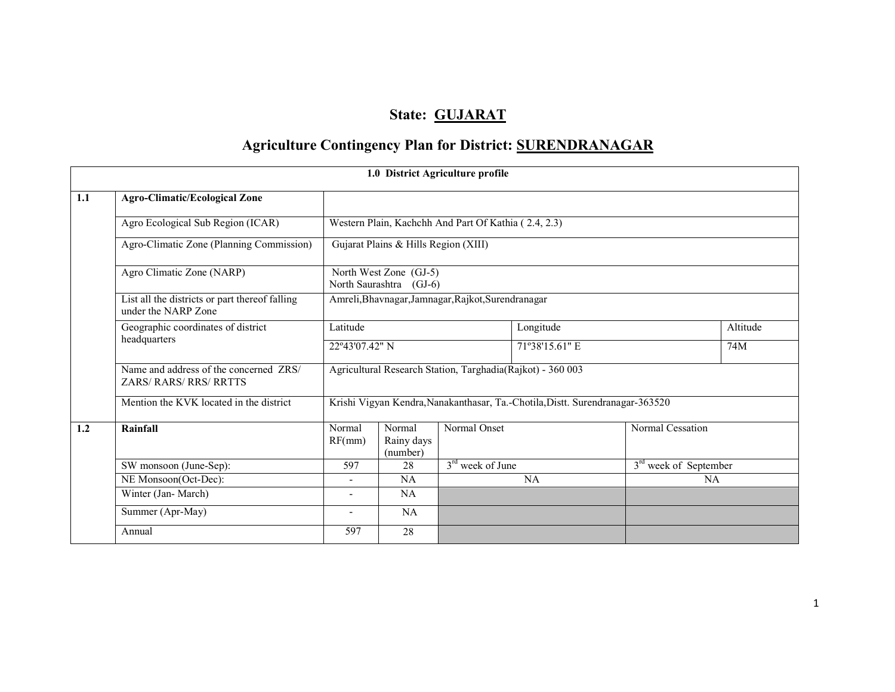# State: GUJARAT

## Agriculture Contingency Plan for District: SURENDRANAGAR

| 1.0 District Agriculture profile | | | | | | |
|---|---|---|---|---|---|---|
| **1.1** | **Agro-Climatic/Ecological Zone** | | | | | |
| | Agro Ecological Sub Region (ICAR) | Western Plain, Kachchh And Part Of Kathia ( 2.4, 2.3) | | | | |
| | Agro-Climatic Zone (Planning Commission) | Gujarat Plains & Hills Region (XIII) | | | | |
| | Agro Climatic Zone (NARP) | North West Zone (GJ-5)<br>North Saurashtra (GJ-6) | | | | |
| | List all the districts or part thereof falling under the NARP Zone | Amreli,Bhavnagar,Jamnagar,Rajkot,Surendranagar | | | | |
| | Geographic coordinates of district headquarters | Latitude | | Longitude | | Altitude |
| | | 22º43'07.42" N | | 71º38'15.61" E | | 74M |
| | Name and address of the concerned ZRS/ ZARS/ RARS/ RRS/ RRTTS | Agricultural Research Station, Targhadia(Rajkot) - 360 003 | | | | |
| | Mention the KVK located in the district | Krishi Vigyan Kendra,Nanakanthasar, Ta.-Chotila,Distt. Surendranagar-363520 | | | | |
| **1.2** | **Rainfall** | Normal RF(mm) | Normal Rainy days (number) | Normal Onset | Normal Cessation | |
| | SW monsoon (June-Sep): | 597 | 28 | 3rd week of June | 3rd week of September | |
| | NE Monsoon(Oct-Dec): | - | NA | NA | NA | |
| | Winter (Jan- March) | - | NA | | | |
| | Summer (Apr-May) | - | NA | | | |
| | Annual | 597 | 28 | | | |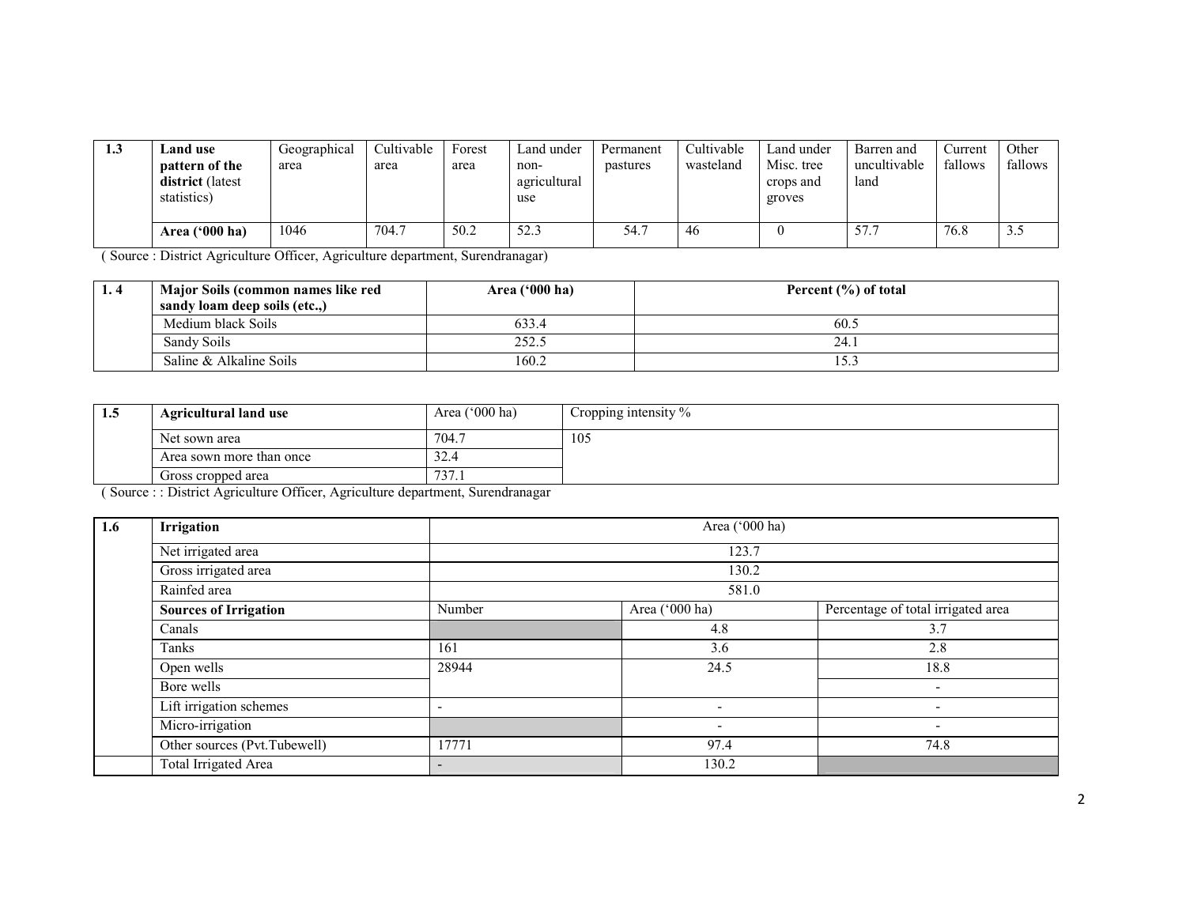| 1.3 | Land use pattern of the district (latest statistics) | Geographical area | Cultivable area | Forest area | Land under non-agricultural use | Permanent pastures | Cultivable wasteland | Land under Misc. tree crops and groves | Barren and uncultivable land | Current fallows | Other fallows |
|---|---|---|---|---|---|---|---|---|---|---|---|
| | **Area ('000 ha)** | 1046 | 704.7 | 50.2 | 52.3 | 54.7 | 46 | 0 | 57.7 | 76.8 | 3.5 |

( Source : District Agriculture Officer, Agriculture department, Surendranagar)

| 1. 4 | Major Soils (common names like red sandy loam deep soils (etc.,) | Area ('000 ha) | Percent (%) of total |
|---|---|---|---|
| | Medium black Soils | 633.4 | 60.5 |
| | Sandy Soils | 252.5 | 24.1 |
| | Saline & Alkaline Soils | 160.2 | 15.3 |

| 1.5 | Agricultural land use | Area ('000 ha) | Cropping intensity % |
|---|---|---|---|
| | Net sown area | 704.7 | 105 |
| | Area sown more than once | 32.4 | |
| | Gross cropped area | 737.1 | |

( Source : : District Agriculture Officer, Agriculture department, Surendranagar

| 1.6 | Irrigation | Area ('000 ha) | | |
|---|---|---|---|---|
| | Net irrigated area | 123.7 | | |
| | Gross irrigated area | 130.2 | | |
| | Rainfed area | 581.0 | | |
| | **Sources of Irrigation** | Number | Area ('000 ha) | Percentage of total irrigated area |
| | Canals | | 4.8 | 3.7 |
| | Tanks | 161 | 3.6 | 2.8 |
| | Open wells | 28944 | 24.5 | 18.8 |
| | Bore wells | | | - |
| | Lift irrigation schemes | - | - | - |
| | Micro-irrigation | | - | - |
| | Other sources (Pvt.Tubewell) | 17771 | 97.4 | 74.8 |
| | Total Irrigated Area | - | 130.2 | |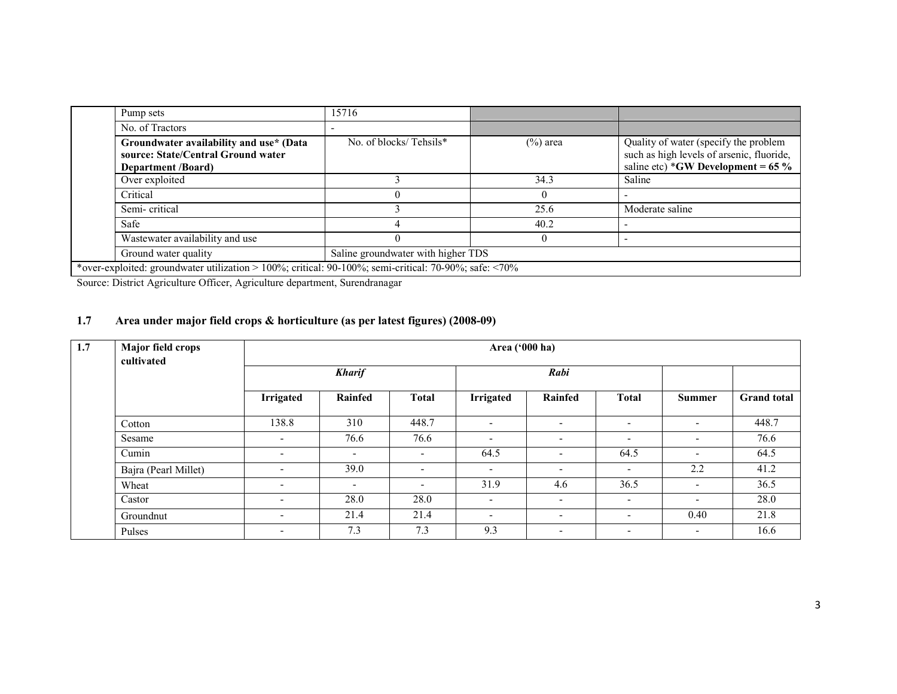| | | | | |
|---|---|---|---|---|
| | Pump sets | 15716 | | |
| | No. of Tractors | - | | |
| | **Groundwater availability and use* (Data source: State/Central Ground water Department /Board)** | No. of blocks/ Tehsils* | (%) area | Quality of water (specify the problem such as high levels of arsenic, fluoride, saline etc) ***GW Development = 65 %** |
| | Over exploited | 3 | 34.3 | Saline |
| | Critical | 0 | 0 | - |
| | Semi- critical | 3 | 25.6 | Moderate saline |
| | Safe | 4 | 40.2 | - |
| | Wastewater availability and use | 0 | 0 | - |
| | Ground water quality | Saline groundwater with higher TDS | | |

*over-exploited: groundwater utilization > 100%; critical: 90-100%; semi-critical: 70-90%; safe: <70%

Source: District Agriculture Officer, Agriculture department, Surendranagar

## 1.7 Area under major field crops & horticulture (as per latest figures) (2008-09)

| 1.7 | Major field crops cultivated | Area ('000 ha) | | | | | | | |
|---|---|---|---|---|---|---|---|---|---|
| | | *Kharif* | | | *Rabi* | | | | |
| | | **Irrigated** | **Rainfed** | **Total** | **Irrigated** | **Rainfed** | **Total** | **Summer** | **Grand total** |
| | Cotton | 138.8 | 310 | 448.7 | - | - | - | - | 448.7 |
| | Sesame | - | 76.6 | 76.6 | - | - | - | - | 76.6 |
| | Cumin | - | - | - | 64.5 | - | 64.5 | - | 64.5 |
| | Bajra (Pearl Millet) | - | 39.0 | - | - | - | - | 2.2 | 41.2 |
| | Wheat | - | - | - | 31.9 | 4.6 | 36.5 | - | 36.5 |
| | Castor | - | 28.0 | 28.0 | - | - | - | - | 28.0 |
| | Groundnut | - | 21.4 | 21.4 | - | - | - | 0.40 | 21.8 |
| | Pulses | - | 7.3 | 7.3 | 9.3 | - | - | - | 16.6 |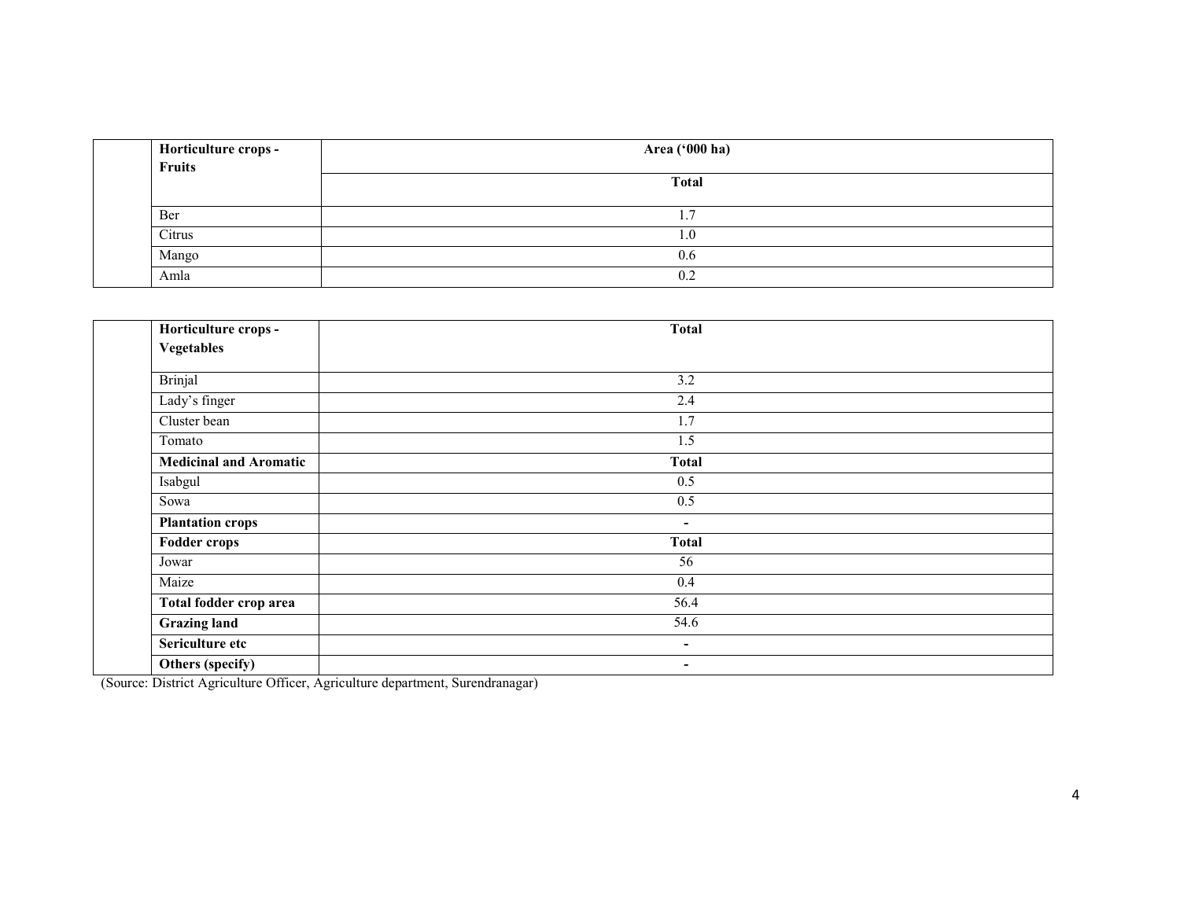|  | Horticulture crops - Fruits | Area ('000 ha) |
|---|---|---|
|  |  | Total |
|  | Ber | 1.7 |
|  | Citrus | 1.0 |
|  | Mango | 0.6 |
|  | Amla | 0.2 |

|  | Horticulture crops - Vegetables | Total |
|---|---|---|
|  | Brinjal | 3.2 |
|  | Lady's finger | 2.4 |
|  | Cluster bean | 1.7 |
|  | Tomato | 1.5 |
|  | **Medicinal and Aromatic** | **Total** |
|  | Isabgul | 0.5 |
|  | Sowa | 0.5 |
|  | **Plantation crops** | - |
|  | **Fodder crops** | **Total** |
|  | Jowar | 56 |
|  | Maize | 0.4 |
|  | **Total fodder crop area** | 56.4 |
|  | **Grazing land** | 54.6 |
|  | **Sericulture etc** | - |
|  | **Others (specify)** | - |

(Source: District Agriculture Officer, Agriculture department, Surendranagar)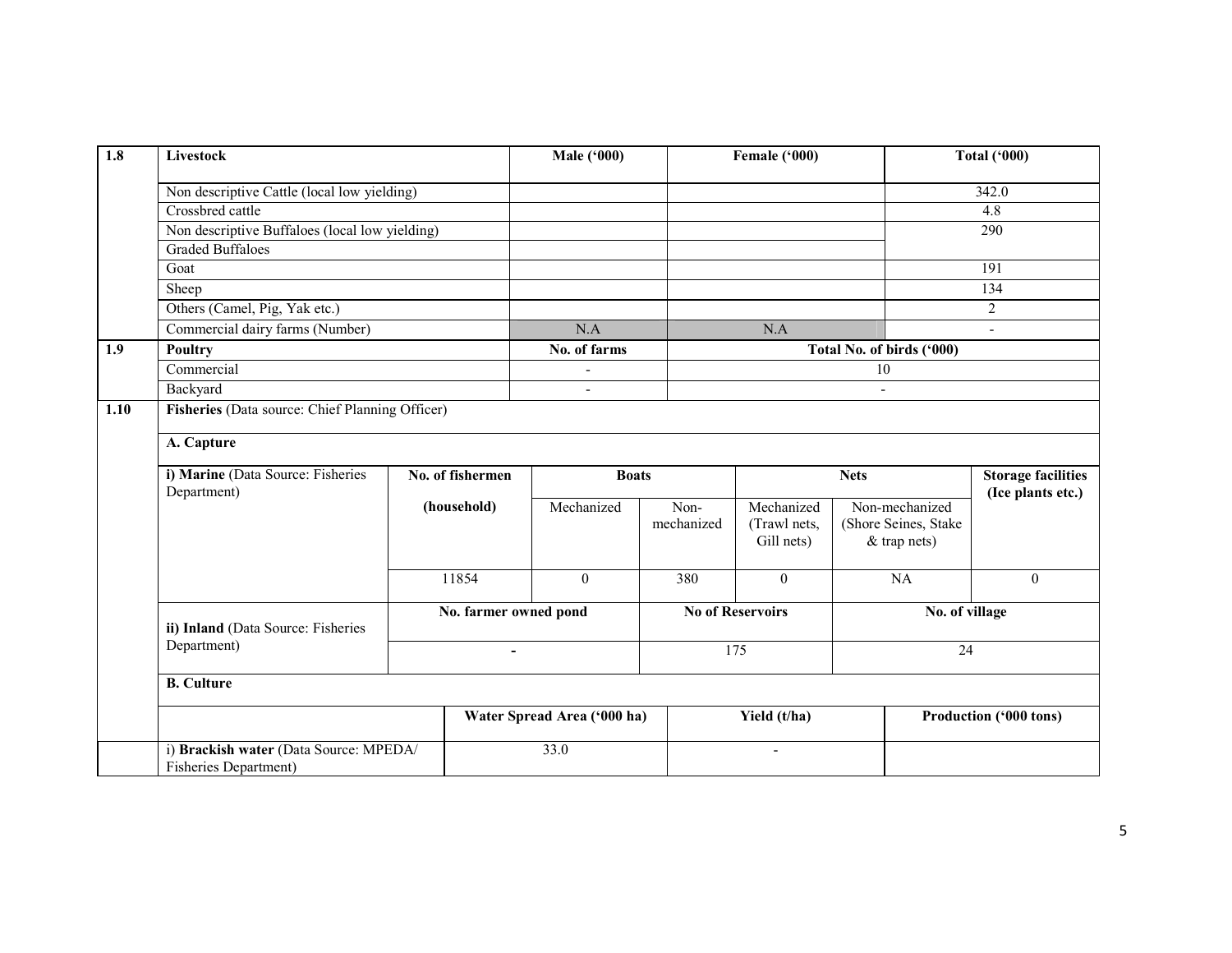| 1.8 | Livestock | Male ('000) | Female ('000) | Total ('000) |
|---|---|---|---|---|
| | Non descriptive Cattle (local low yielding) | | | 342.0 |
| | Crossbred cattle | | | 4.8 |
| | Non descriptive Buffaloes (local low yielding) | | | 290 |
| | Graded Buffaloes | | | |
| | Goat | | | 191 |
| | Sheep | | | 134 |
| | Others (Camel, Pig, Yak etc.) | | | 2 |
| | Commercial dairy farms (Number) | N.A | N.A | - |

| 1.9 | Poultry | No. of farms | Total No. of birds ('000) |
|---|---|---|---|
| | Commercial | - | 10 |
| | Backyard | - | - |

**1.10 Fisheries** (Data source: Chief Planning Officer)

**A. Capture**

| i) **Marine** (Data Source: Fisheries Department) | No. of fishermen (household) | Boats | | Nets | | Storage facilities (Ice plants etc.) |
|---|---|---|---|---|---|---|
| | | Mechanized | Non-mechanized | Mechanized (Trawl nets, Gill nets) | Non-mechanized (Shore Seines, Stake & trap nets) | |
| | 11854 | 0 | 380 | 0 | NA | 0 |

| ii) **Inland** (Data Source: Fisheries Department) | No. farmer owned pond | No of Reservoirs | No. of village |
|---|---|---|---|
| | - | 175 | 24 |

**B. Culture**

| | Water Spread Area ('000 ha) | Yield (t/ha) | Production ('000 tons) |
|---|---|---|---|
| i) **Brackish water** (Data Source: MPEDA/ Fisheries Department) | 33.0 | - | |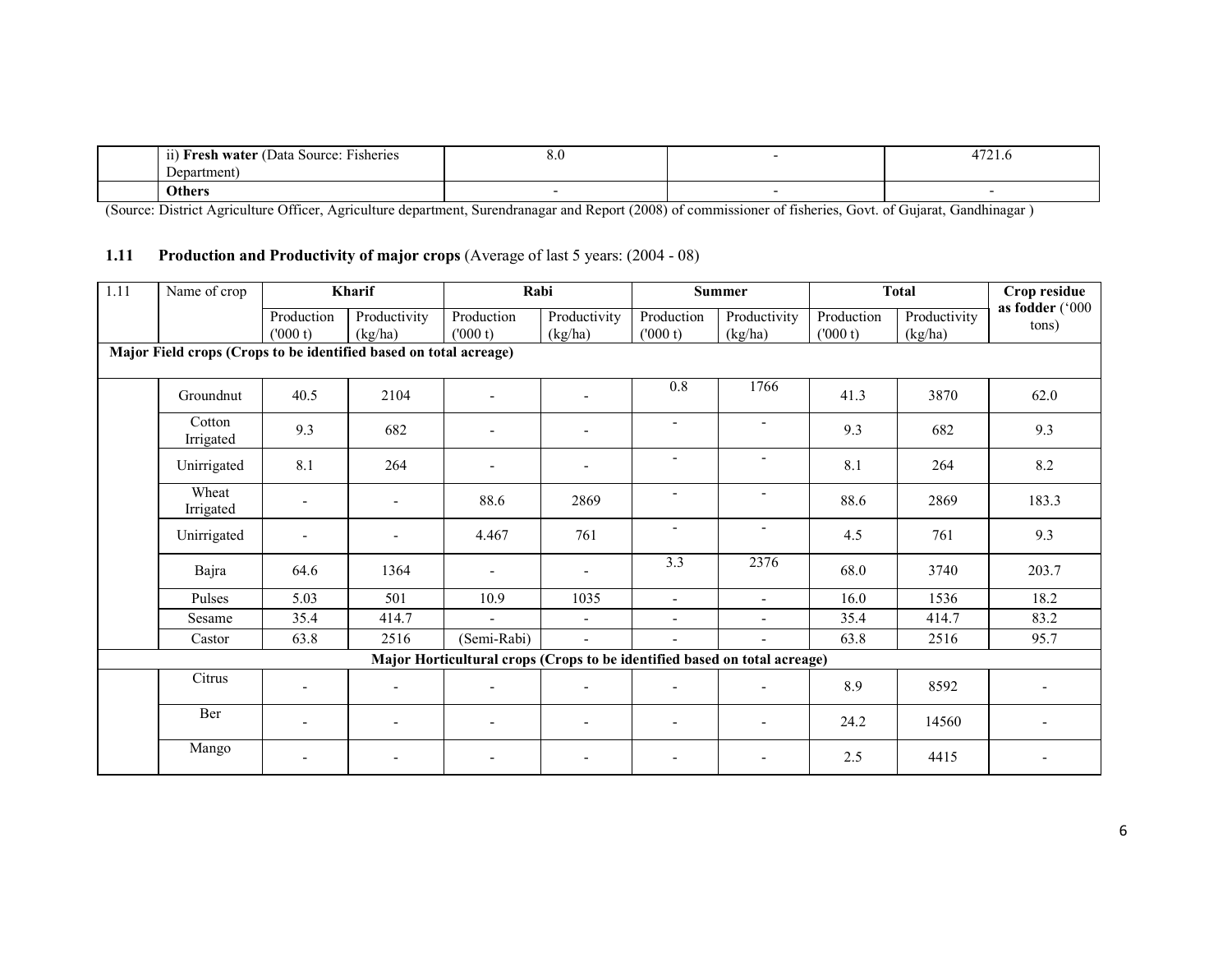| | ii) **Fresh water** (Data Source: Fisheries Department) | 8.0 | - | 4721.6 |
|---|---|---|---|---|
| | **Others** | - | - | - |

(Source: District Agriculture Officer, Agriculture department, Surendranagar and Report (2008) of commissioner of fisheries, Govt. of Gujarat, Gandhinagar )

## 1.11 **Production and Productivity of major crops** (Average of last 5 years: (2004 - 08)

| 1.11 | Name of crop | Kharif | | Rabi | | Summer | | Total | | Crop residue as fodder ('000 tons) |
|---|---|---|---|---|---|---|---|---|---|---|
| | | Production ('000 t) | Productivity (kg/ha) | Production ('000 t) | Productivity (kg/ha) | Production ('000 t) | Productivity (kg/ha) | Production ('000 t) | Productivity (kg/ha) | |
| **Major Field crops (Crops to be identified based on total acreage)** | | | | | | | | | | |
| | Groundnut | 40.5 | 2104 | - | - | 0.8 | 1766 | 41.3 | 3870 | 62.0 |
| | Cotton Irrigated | 9.3 | 682 | - | - | - | - | 9.3 | 682 | 9.3 |
| | Unirrigated | 8.1 | 264 | - | - | - | - | 8.1 | 264 | 8.2 |
| | Wheat Irrigated | - | - | 88.6 | 2869 | - | - | 88.6 | 2869 | 183.3 |
| | Unirrigated | - | - | 4.467 | 761 | - | - | 4.5 | 761 | 9.3 |
| | Bajra | 64.6 | 1364 | - | - | 3.3 | 2376 | 68.0 | 3740 | 203.7 |
| | Pulses | 5.03 | 501 | 10.9 | 1035 | - | - | 16.0 | 1536 | 18.2 |
| | Sesame | 35.4 | 414.7 | - | - | - | - | 35.4 | 414.7 | 83.2 |
| | Castor | 63.8 | 2516 | (Semi-Rabi) | - | - | - | 63.8 | 2516 | 95.7 |
| **Major Horticultural crops (Crops to be identified based on total acreage)** | | | | | | | | | | |
| | Citrus | - | - | - | - | - | - | 8.9 | 8592 | - |
| | Ber | - | - | - | - | - | - | 24.2 | 14560 | - |
| | Mango | - | - | - | - | - | - | 2.5 | 4415 | - |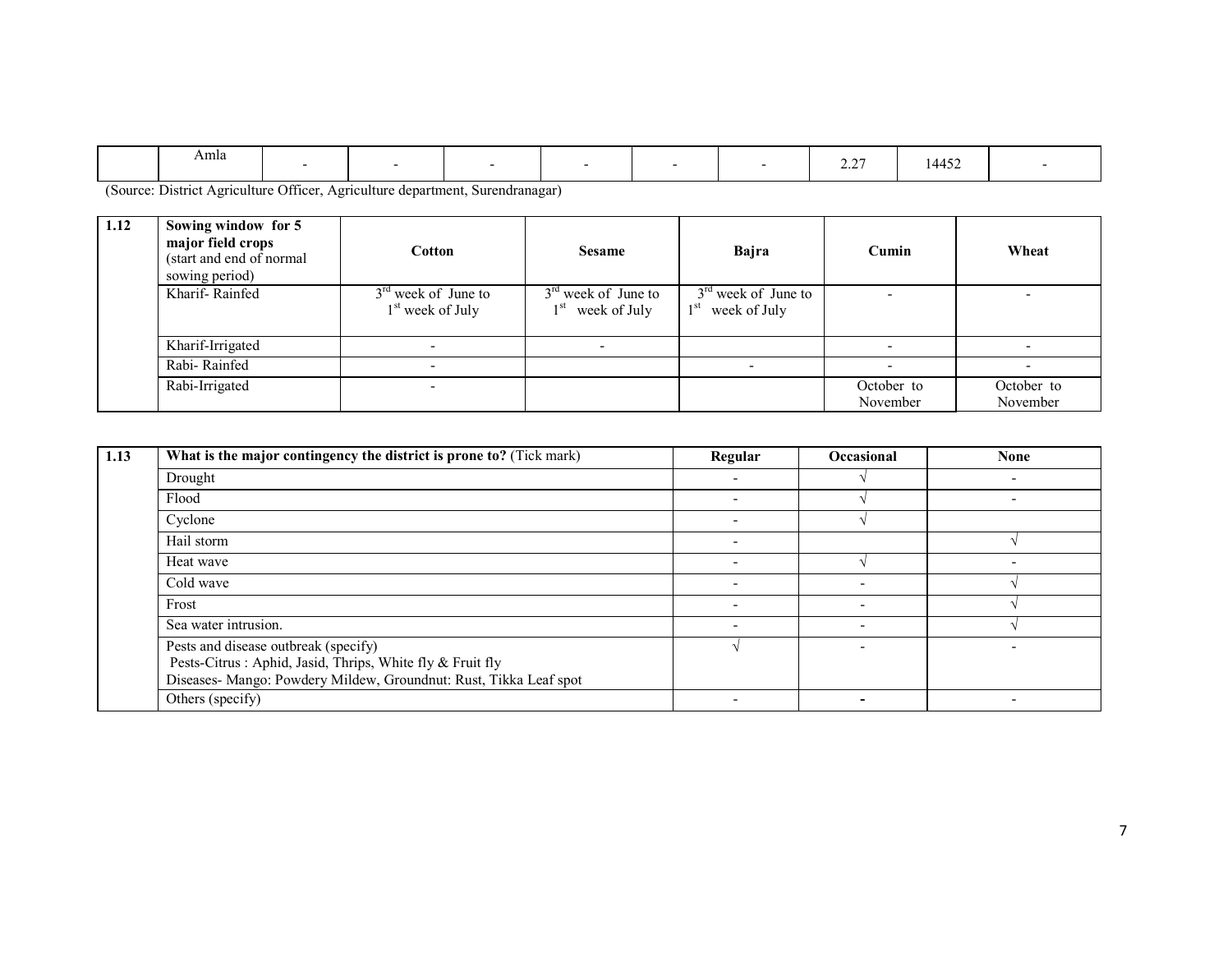|  | Amla | - | - | - | - | - | - | 2.27 | 14452 | - |
|---|---|---|---|---|---|---|---|---|---|---|

(Source: District Agriculture Officer, Agriculture department, Surendranagar)

| 1.12 | **Sowing window for 5 major field crops** (start and end of normal sowing period) | **Cotton** | **Sesame** | **Bajra** | **Cumin** | **Wheat** |
|---|---|---|---|---|---|---|
|  | Kharif- Rainfed | 3rd week of June to 1st week of July | 3rd week of June to 1st week of July | 3rd week of June to 1st week of July | - | - |
|  | Kharif-Irrigated | - | - |  | - | - |
|  | Rabi- Rainfed | - |  | - | - | - |
|  | Rabi-Irrigated | - |  |  | October to November | October to November |

| 1.13 | **What is the major contingency the district is prone to?** (Tick mark) | **Regular** | **Occasional** | **None** |
|---|---|---|---|---|
|  | Drought | - | √ | - |
|  | Flood | - | √ | - |
|  | Cyclone | - | √ |  |
|  | Hail storm | - |  | √ |
|  | Heat wave | - | √ | - |
|  | Cold wave | - | - | √ |
|  | Frost | - | - | √ |
|  | Sea water intrusion. | - | - | √ |
|  | Pests and disease outbreak (specify)<br>Pests-Citrus : Aphid, Jasid, Thrips, White fly & Fruit fly<br>Diseases- Mango: Powdery Mildew, Groundnut: Rust, Tikka Leaf spot | √ | - | - |
|  | Others (specify) | - | - | - |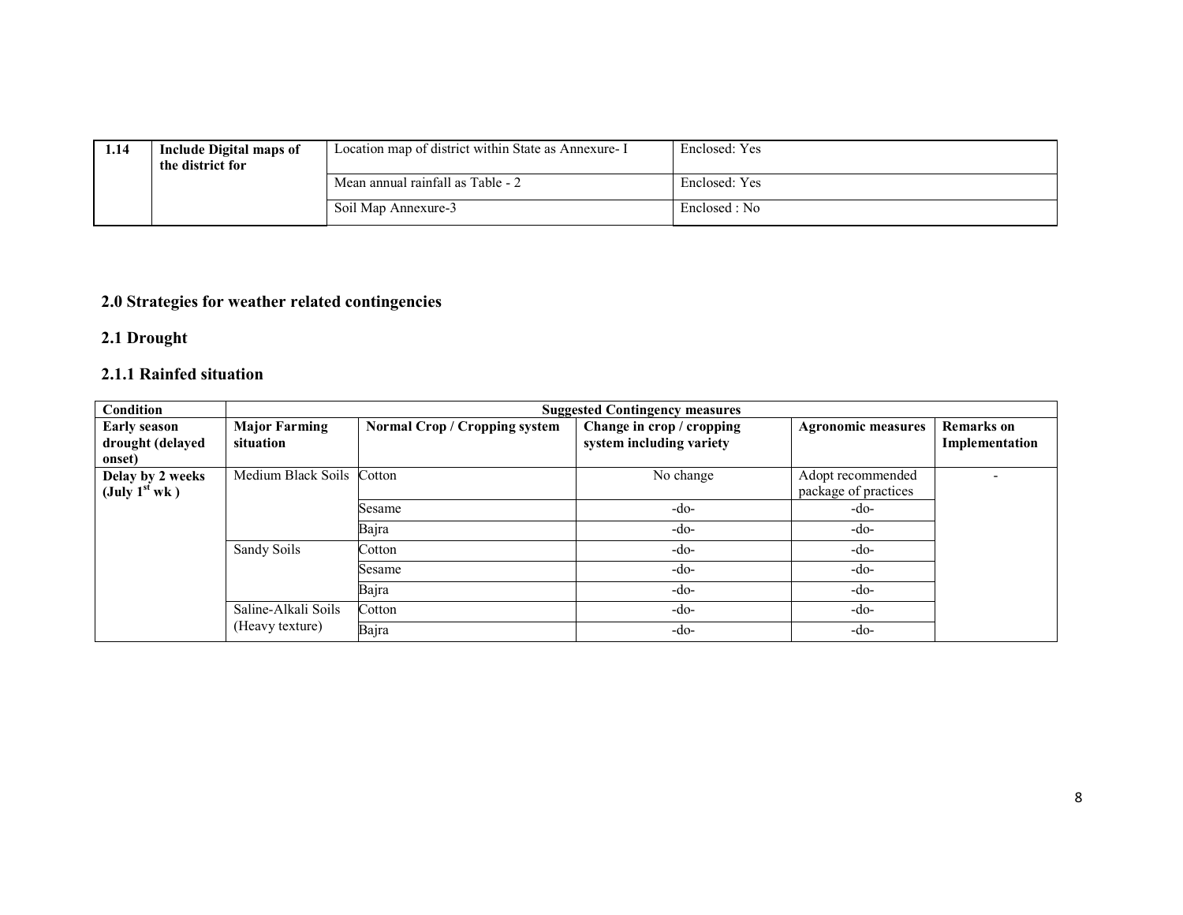| 1.14 | Include Digital maps of the district for | Location map of district within State as Annexure- I | Enclosed: Yes |
|---|---|---|---|
| | | Mean annual rainfall as Table - 2 | Enclosed: Yes |
| | | Soil Map Annexure-3 | Enclosed : No |

## 2.0 Strategies for weather related contingencies

### 2.1 Drought

#### 2.1.1 Rainfed situation

| Condition | Suggested Contingency measures | | | | |
|---|---|---|---|---|---|
| **Early season drought (delayed onset)** | **Major Farming situation** | **Normal Crop / Cropping system** | **Change in crop / cropping system including variety** | **Agronomic measures** | **Remarks on Implementation** |
| **Delay by 2 weeks (July 1st wk )** | Medium Black Soils | Cotton | No change | Adopt recommended package of practices | - |
| | | Sesame | -do- | -do- | |
| | | Bajra | -do- | -do- | |
| | Sandy Soils | Cotton | -do- | -do- | |
| | | Sesame | -do- | -do- | |
| | | Bajra | -do- | -do- | |
| | Saline-Alkali Soils (Heavy texture) | Cotton | -do- | -do- | |
| | | Bajra | -do- | -do- | |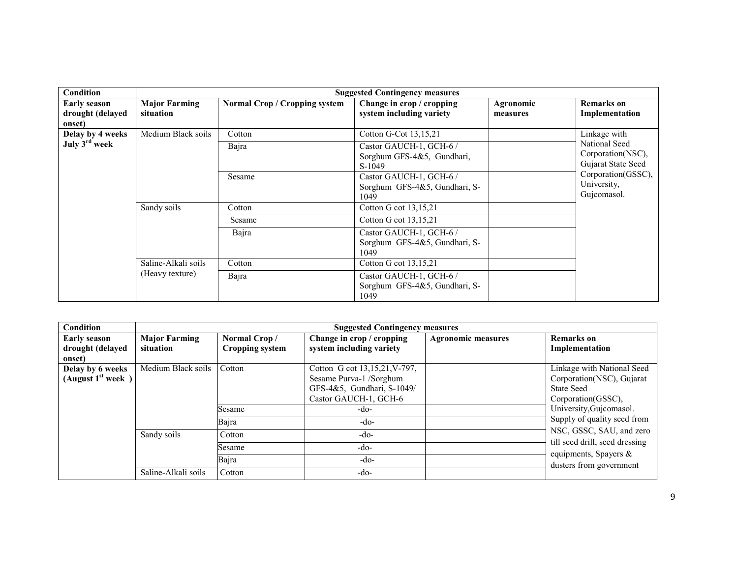| Condition | Suggested Contingency measures | | | | |
|---|---|---|---|---|---|
| **Early season drought (delayed onset)** | **Major Farming situation** | **Normal Crop / Cropping system** | **Change in crop / cropping system including variety** | **Agronomic measures** | **Remarks on Implementation** |
| **Delay by 4 weeks July 3rd week** | Medium Black soils | Cotton | Cotton G-Cot 13,15,21 | | Linkage with National Seed Corporation(NSC), Gujarat State Seed Corporation(GSSC), University, Gujcomasol. |
| | | Bajra | Castor GAUCH-1, GCH-6 / Sorghum GFS-4&5, Gundhari, S-1049 | | |
| | | Sesame | Castor GAUCH-1, GCH-6 / Sorghum GFS-4&5, Gundhari, S-1049 | | |
| | Sandy soils | Cotton | Cotton G cot 13,15,21 | | |
| | | Sesame | Cotton G cot 13,15,21 | | |
| | | Bajra | Castor GAUCH-1, GCH-6 / Sorghum GFS-4&5, Gundhari, S-1049 | | |
| | Saline-Alkali soils (Heavy texture) | Cotton | Cotton G cot 13,15,21 | | |
| | | Bajra | Castor GAUCH-1, GCH-6 / Sorghum GFS-4&5, Gundhari, S-1049 | | |

| Condition | Suggested Contingency measures | | | | |
|---|---|---|---|---|---|
| **Early season drought (delayed onset)** | **Major Farming situation** | **Normal Crop / Cropping system** | **Change in crop / cropping system including variety** | **Agronomic measures** | **Remarks on Implementation** |
| **Delay by 6 weeks (August 1st week )** | Medium Black soils | Cotton | Cotton G cot 13,15,21,V-797, Sesame Purva-1 /Sorghum GFS-4&5, Gundhari, S-1049/ Castor GAUCH-1, GCH-6 | | Linkage with National Seed Corporation(NSC), Gujarat State Seed Corporation(GSSC), University,Gujcomasol. Supply of quality seed from NSC, GSSC, SAU, and zero till seed drill, seed dressing equipments, Spayers & dusters from government |
| | | Sesame | -do- | | |
| | | Bajra | -do- | | |
| | Sandy soils | Cotton | -do- | | |
| | | Sesame | -do- | | |
| | | Bajra | -do- | | |
| | Saline-Alkali soils | Cotton | -do- | | |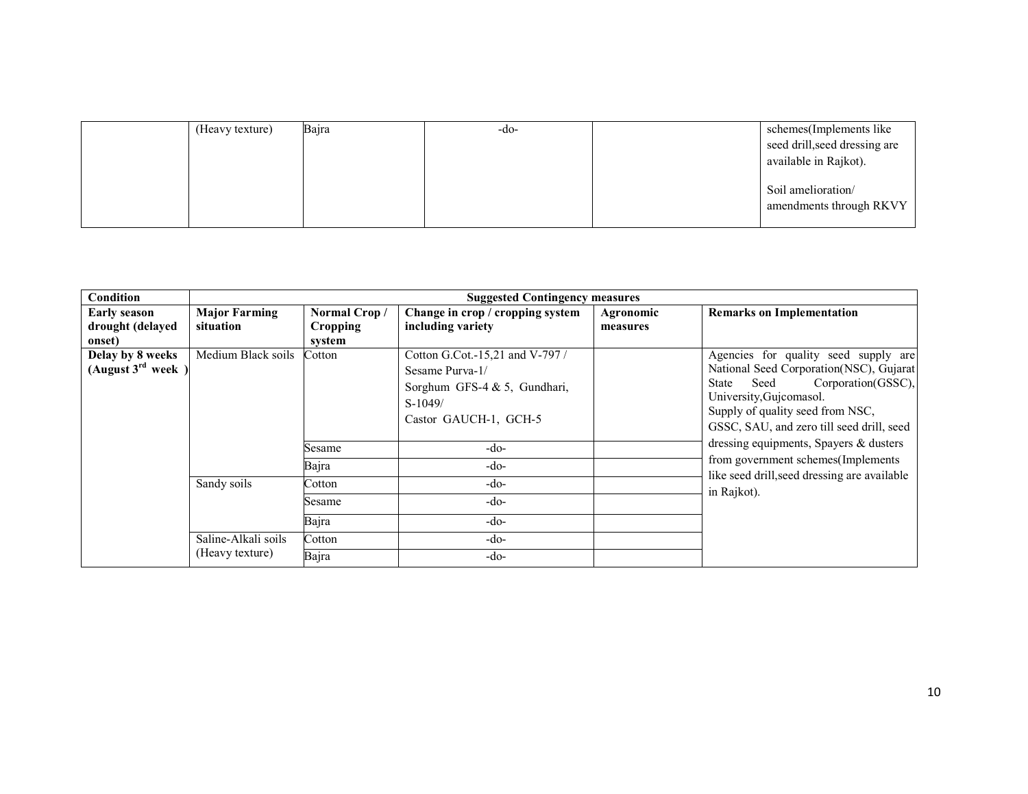| | (Heavy texture) | Bajra | -do- | | schemes(Implements like seed drill,seed dressing are available in Rajkot).<br><br>Soil amelioration/ amendments through RKVY |
|---|---|---|---|---|---|

| Condition | Suggested Contingency measures | | | | |
|---|---|---|---|---|---|
| **Early season drought (delayed onset)** | **Major Farming situation** | **Normal Crop / Cropping system** | **Change in crop / cropping system including variety** | **Agronomic measures** | **Remarks on Implementation** |
| **Delay by 8 weeks (August 3rd week )** | Medium Black soils | Cotton | Cotton G.Cot.-15,21 and V-797 / Sesame Purva-1/ Sorghum GFS-4 & 5, Gundhari, S-1049/ Castor GAUCH-1, GCH-5 | | Agencies for quality seed supply are National Seed Corporation(NSC), Gujarat State Seed Corporation(GSSC), University,Gujcomasol.<br>Supply of quality seed from NSC, GSSC, SAU, and zero till seed drill, seed dressing equipments, Spayers & dusters from government schemes(Implements like seed drill,seed dressing are available in Rajkot). |
| | | Sesame | -do- | | |
| | | Bajra | -do- | | |
| | Sandy soils | Cotton | -do- | | |
| | | Sesame | -do- | | |
| | | Bajra | -do- | | |
| | Saline-Alkali soils (Heavy texture) | Cotton | -do- | | |
| | | Bajra | -do- | | |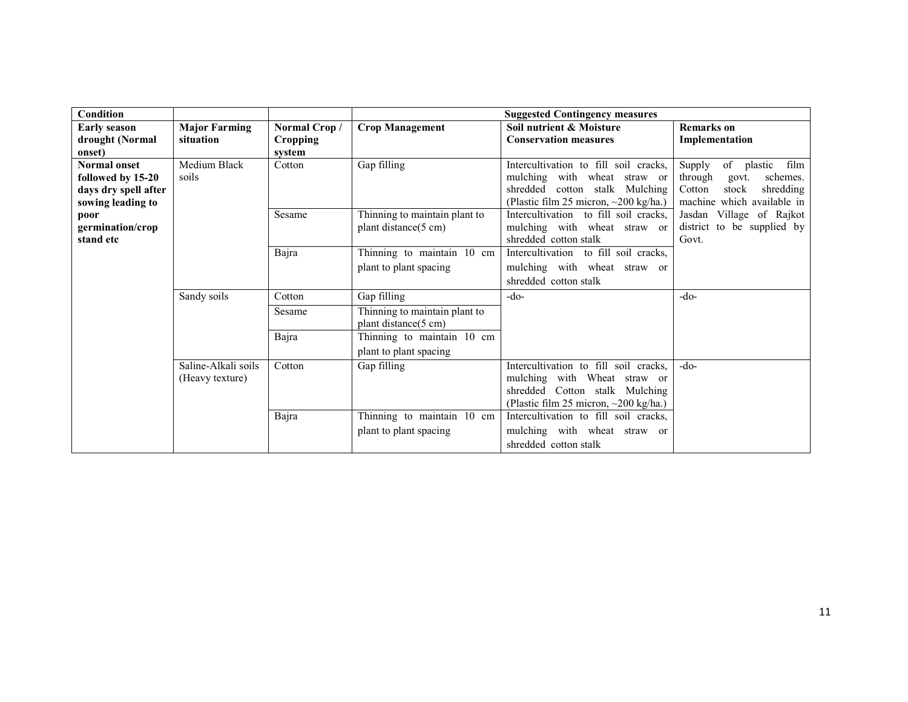| Condition | | | Suggested Contingency measures | | |
|---|---|---|---|---|---|
| **Early season drought (Normal onset)** | **Major Farming situation** | **Normal Crop / Cropping system** | **Crop Management** | **Soil nutrient & Moisture Conservation measures** | **Remarks on Implementation** |
| **Normal onset followed by 15-20 days dry spell after sowing leading to poor germination/crop stand etc** | Medium Black soils | Cotton | Gap filling | Intercultivation to fill soil cracks, mulching with wheat straw or shredded cotton stalk Mulching (Plastic film 25 micron, ~200 kg/ha.) | Supply of plastic film through govt. schemes. Cotton stock shredding machine which available in Jasdan Village of Rajkot district to be supplied by Govt. |
| | | Sesame | Thinning to maintain plant to plant distance(5 cm) | Intercultivation to fill soil cracks, mulching with wheat straw or shredded cotton stalk | |
| | | Bajra | Thinning to maintain 10 cm plant to plant spacing | Intercultivation to fill soil cracks, mulching with wheat straw or shredded cotton stalk | |
| | Sandy soils | Cotton | Gap filling | -do- | -do- |
| | | Sesame | Thinning to maintain plant to plant distance(5 cm) | | |
| | | Bajra | Thinning to maintain 10 cm plant to plant spacing | | |
| | Saline-Alkali soils (Heavy texture) | Cotton | Gap filling | Intercultivation to fill soil cracks, mulching with Wheat straw or shredded Cotton stalk Mulching (Plastic film 25 micron, ~200 kg/ha.) | -do- |
| | | Bajra | Thinning to maintain 10 cm plant to plant spacing | Intercultivation to fill soil cracks, mulching with wheat straw or shredded cotton stalk | |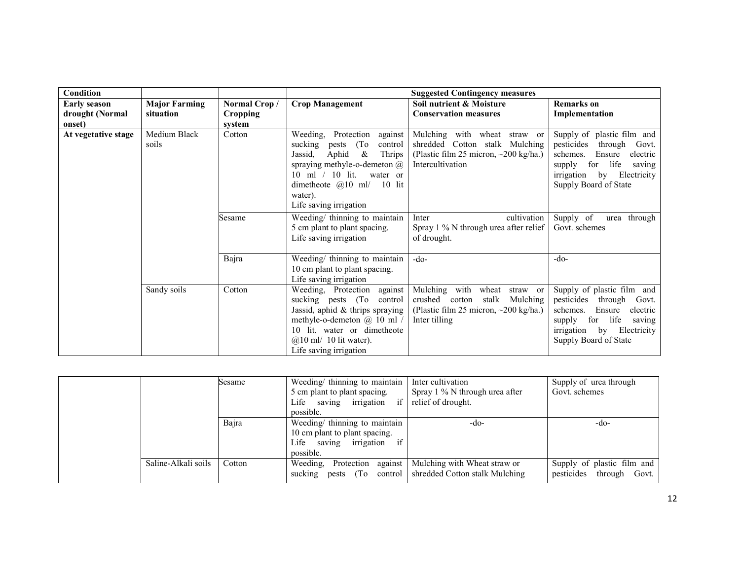| Condition | | | Suggested Contingency measures | | |
|---|---|---|---|---|---|
| **Early season drought (Normal onset)** | **Major Farming situation** | **Normal Crop / Cropping system** | **Crop Management** | **Soil nutrient & Moisture Conservation measures** | **Remarks on Implementation** |
| **At vegetative stage** | Medium Black soils | Cotton | Weeding, Protection against sucking pests (To control Jassid, Aphid & Thrips spraying methyle-o-demeton @ 10 ml / 10 lit. water or dimetheote @10 ml/ 10 lit water). Life saving irrigation | Mulching with wheat straw or shredded Cotton stalk Mulching (Plastic film 25 micron, ~200 kg/ha.) Intercultivation | Supply of plastic film and pesticides through Govt. schemes. Ensure electric supply for life saving irrigation by Electricity Supply Board of State |
| | | Sesame | Weeding/ thinning to maintain 5 cm plant to plant spacing. Life saving irrigation | Inter cultivation Spray 1 % N through urea after relief of drought. | Supply of urea through Govt. schemes |
| | | Bajra | Weeding/ thinning to maintain 10 cm plant to plant spacing. Life saving irrigation | -do- | -do- |
| | Sandy soils | Cotton | Weeding, Protection against sucking pests (To control Jassid, aphid & thrips spraying methyle-o-demeton @ 10 ml / 10 lit. water or dimetheote @10 ml/ 10 lit water). Life saving irrigation | Mulching with wheat straw or crushed cotton stalk Mulching (Plastic film 25 micron, ~200 kg/ha.) Inter tilling | Supply of plastic film and pesticides through Govt. schemes. Ensure electric supply for life saving irrigation by Electricity Supply Board of State |
| | | Sesame | Weeding/ thinning to maintain 5 cm plant to plant spacing. Life saving irrigation if possible. | Inter cultivation Spray 1 % N through urea after relief of drought. | Supply of urea through Govt. schemes |
| | | Bajra | Weeding/ thinning to maintain 10 cm plant to plant spacing. Life saving irrigation if possible. | -do- | -do- |
| | Saline-Alkali soils | Cotton | Weeding, Protection against sucking pests (To control | Mulching with Wheat straw or shredded Cotton stalk Mulching | Supply of plastic film and pesticides through Govt. |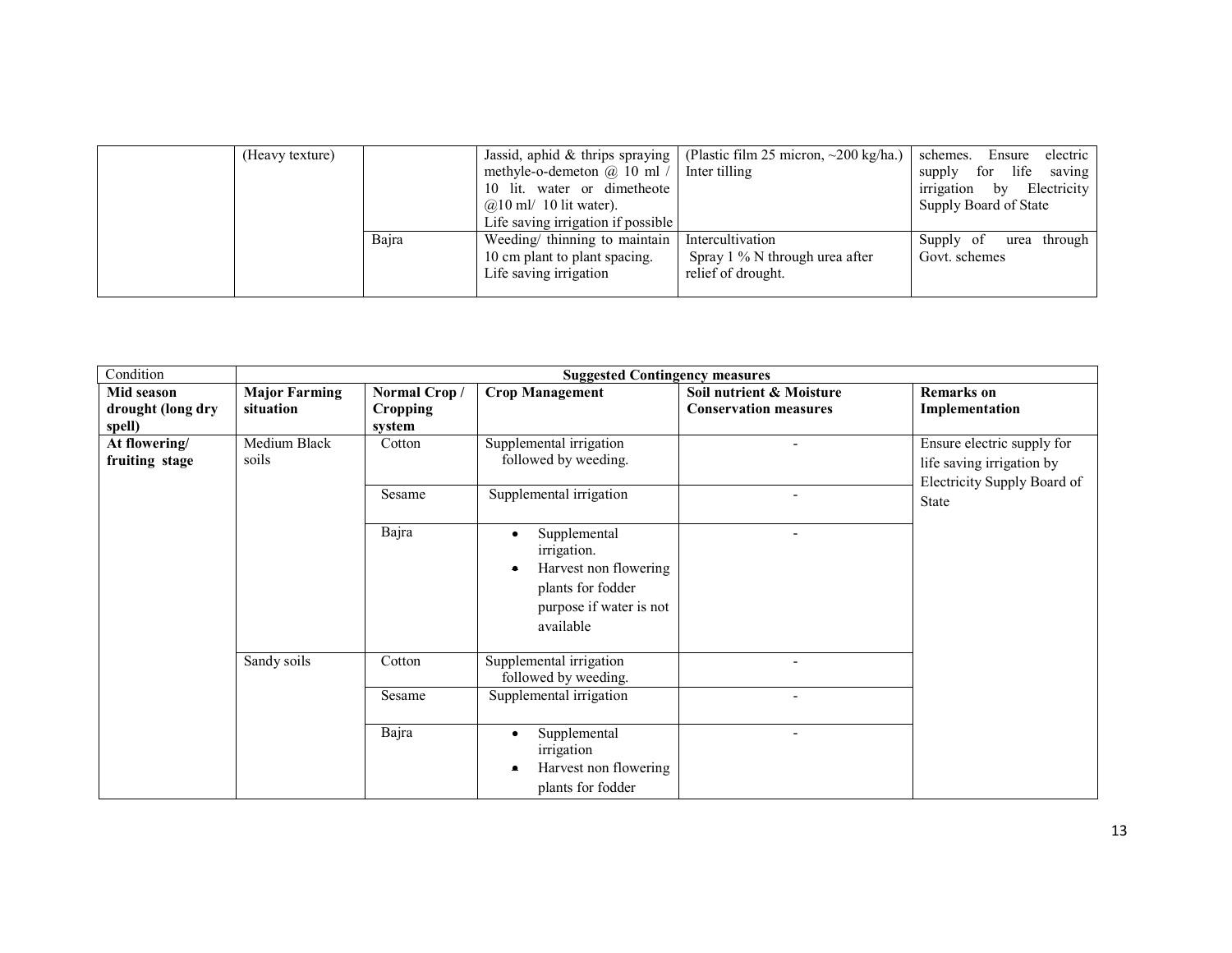| | | | | | |
|---|---|---|---|---|---|
| | (Heavy texture) | | Jassid, aphid & thrips spraying methyle-o-demeton @ 10 ml / 10 lit. water or dimetheote @10 ml/ 10 lit water). Life saving irrigation if possible | (Plastic film 25 micron, ~200 kg/ha.) Inter tilling | schemes. Ensure electric supply for life saving irrigation by Electricity Supply Board of State |
| | | Bajra | Weeding/ thinning to maintain 10 cm plant to plant spacing. Life saving irrigation | Intercultivation Spray 1 % N through urea after relief of drought. | Supply of urea through Govt. schemes |

| Condition | Suggested Contingency measures | | | | |
|---|---|---|---|---|---|
| **Mid season drought (long dry spell)** | **Major Farming situation** | **Normal Crop / Cropping system** | **Crop Management** | **Soil nutrient & Moisture Conservation measures** | **Remarks on Implementation** |
| **At flowering/ fruiting stage** | Medium Black soils | Cotton | Supplemental irrigation followed by weeding. | - | Ensure electric supply for life saving irrigation by Electricity Supply Board of State |
| | | Sesame | Supplemental irrigation | - | |
| | | Bajra | • Supplemental irrigation.<br>• Harvest non flowering plants for fodder purpose if water is not available | - | |
| | Sandy soils | Cotton | Supplemental irrigation followed by weeding. | - | |
| | | Sesame | Supplemental irrigation | - | |
| | | Bajra | • Supplemental irrigation<br>• Harvest non flowering plants for fodder | - | |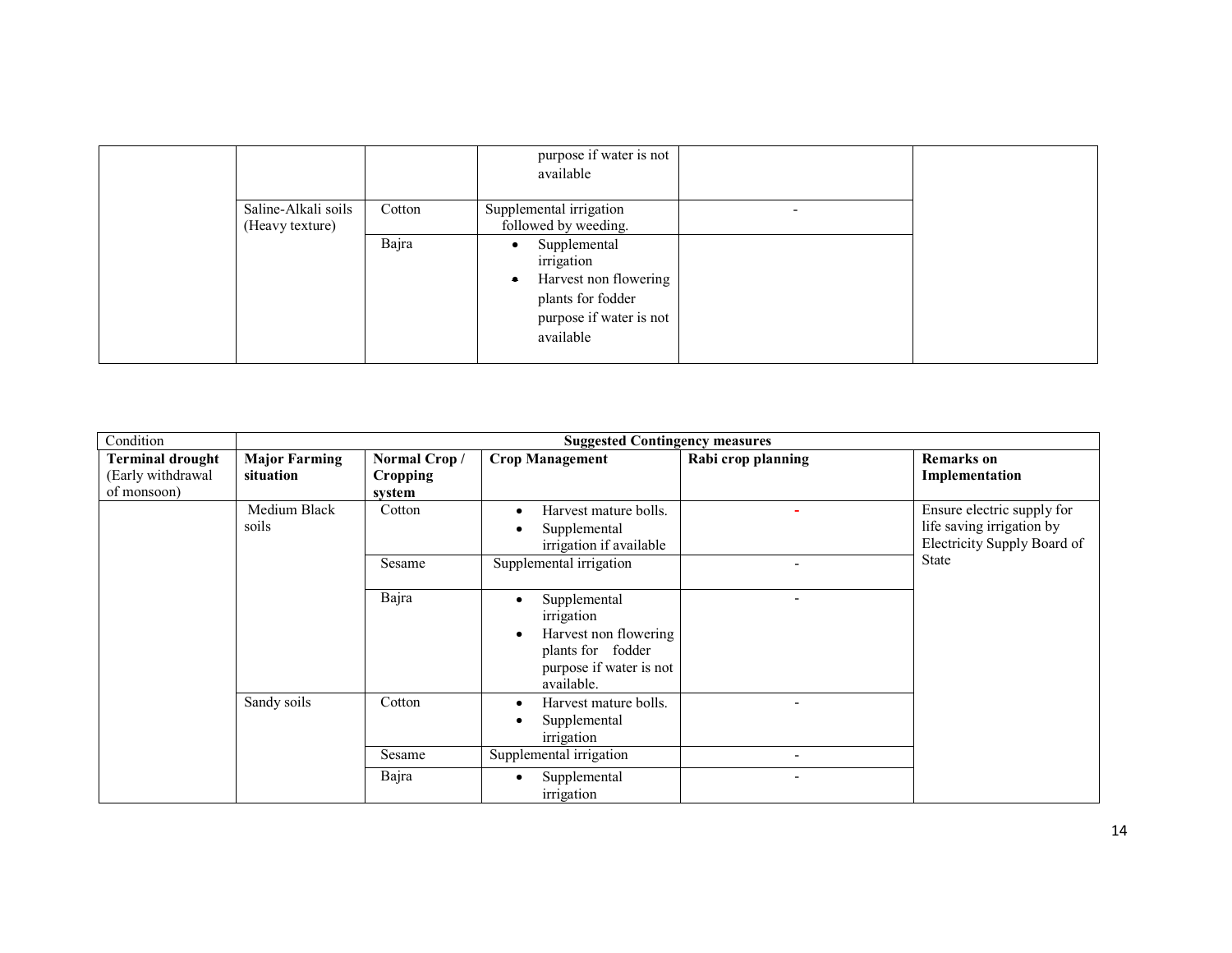| | | | | | |
|---|---|---|---|---|---|
| | | | purpose if water is not available | | |
| | Saline-Alkali soils (Heavy texture) | Cotton | Supplemental irrigation followed by weeding. | - | |
| | | Bajra | • Supplemental irrigation<br>• Harvest non flowering plants for fodder purpose if water is not available | | |

| Condition | Suggested Contingency measures | | | | |
|---|---|---|---|---|---|
| **Terminal drought** (Early withdrawal of monsoon) | **Major Farming situation** | **Normal Crop / Cropping system** | **Crop Management** | **Rabi crop planning** | **Remarks on Implementation** |
| | Medium Black soils | Cotton | • Harvest mature bolls.<br>• Supplemental irrigation if available | - | Ensure electric supply for life saving irrigation by Electricity Supply Board of State |
| | | Sesame | Supplemental irrigation | - | |
| | | Bajra | • Supplemental irrigation<br>• Harvest non flowering plants for fodder purpose if water is not available. | - | |
| | Sandy soils | Cotton | • Harvest mature bolls.<br>• Supplemental irrigation | - | |
| | | Sesame | Supplemental irrigation | - | |
| | | Bajra | • Supplemental irrigation | - | |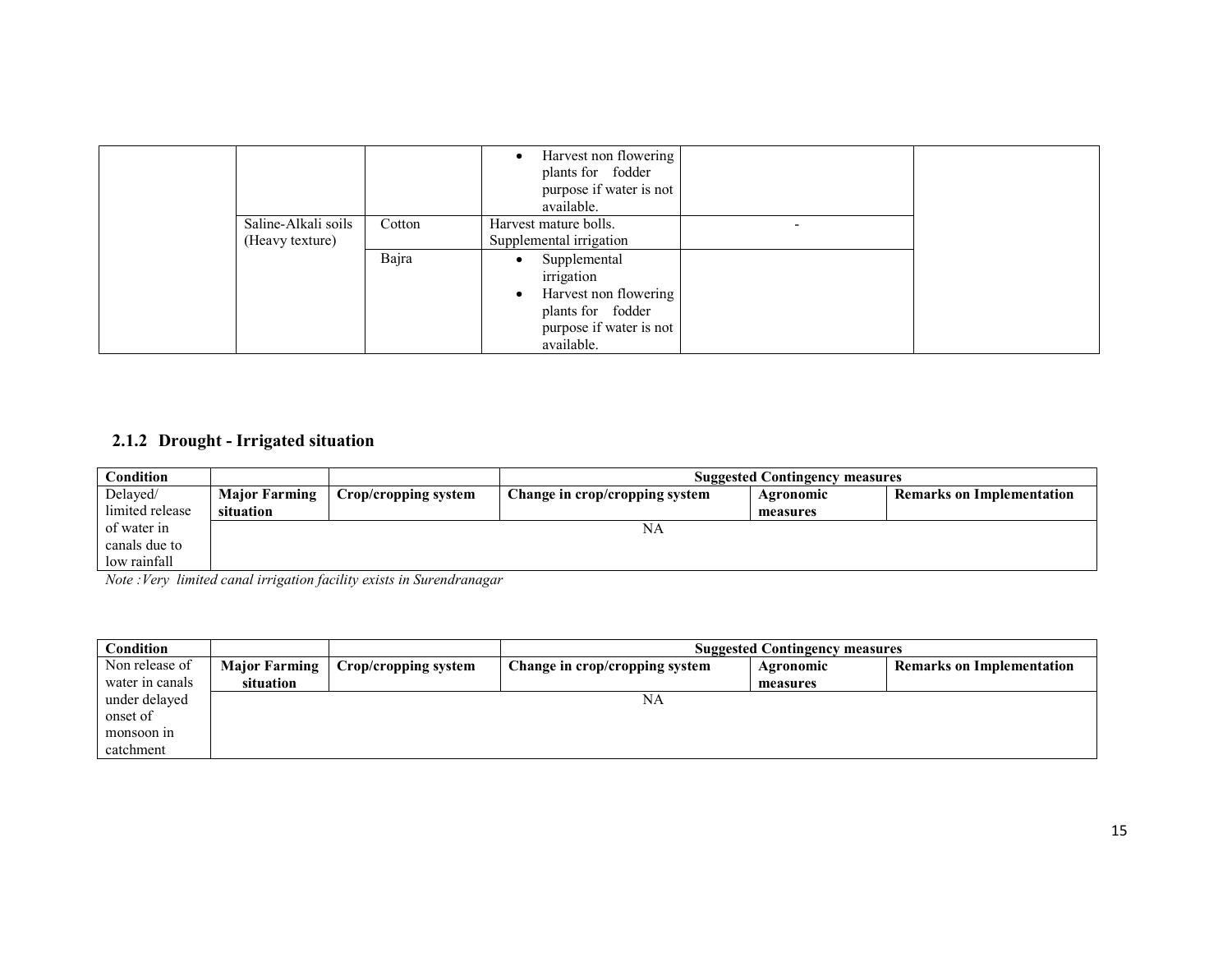| | | | | | |
|---|---|---|---|---|---|
| | | | • Harvest non flowering plants for fodder purpose if water is not available. | | |
| | Saline-Alkali soils (Heavy texture) | Cotton | Harvest mature bolls. Supplemental irrigation | - | |
| | | Bajra | • Supplemental irrigation<br>• Harvest non flowering plants for fodder purpose if water is not available. | | |

### 2.1.2 Drought - Irrigated situation

| Condition | | | Suggested Contingency measures | | |
|---|---|---|---|---|---|
| | **Major Farming situation** | **Crop/cropping system** | **Change in crop/cropping system** | **Agronomic measures** | **Remarks on Implementation** |
| Delayed/ limited release of water in canals due to low rainfall | NA | | | | |

*Note :Very limited canal irrigation facility exists in Surendranagar*

| Condition | | | Suggested Contingency measures | | |
|---|---|---|---|---|---|
| | **Major Farming situation** | **Crop/cropping system** | **Change in crop/cropping system** | **Agronomic measures** | **Remarks on Implementation** |
| Non release of water in canals under delayed onset of monsoon in catchment | NA | | | | |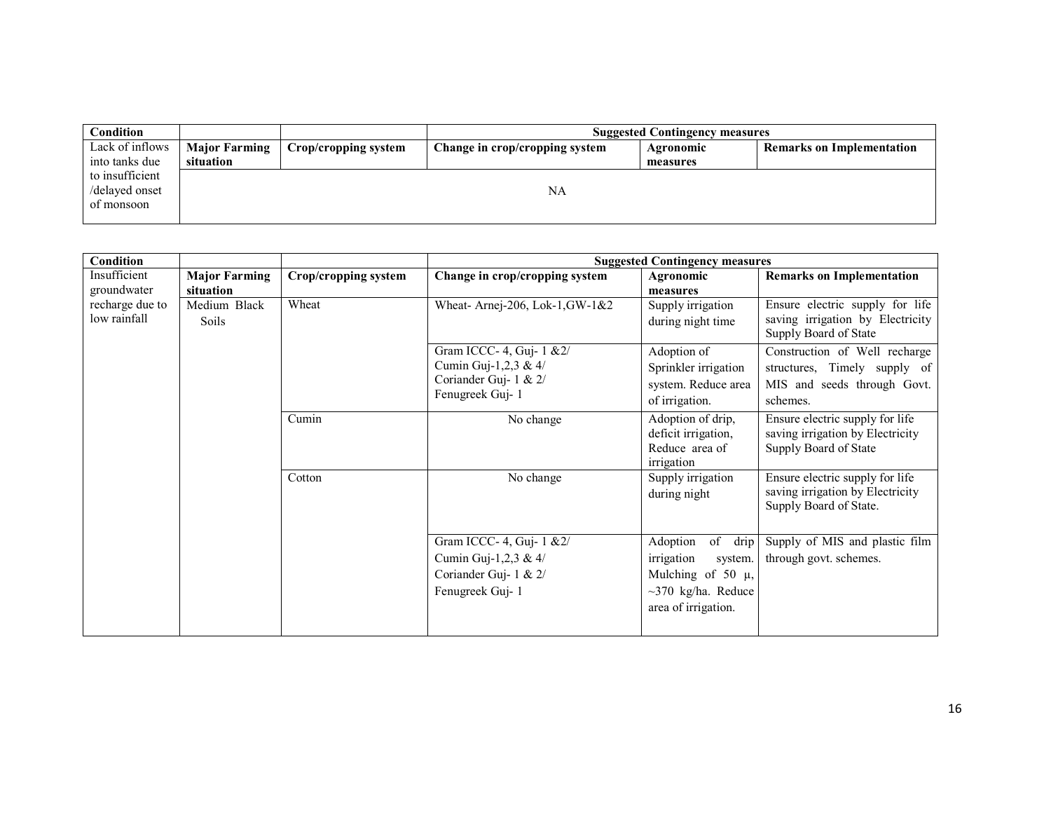| Condition | | | Suggested Contingency measures | | |
|---|---|---|---|---|---|
| Lack of inflows into tanks due to insufficient /delayed onset of monsoon | **Major Farming situation** | **Crop/cropping system** | **Change in crop/cropping system** | **Agronomic measures** | **Remarks on Implementation** |
| | NA | | | | |

| Condition | | | Suggested Contingency measures | | |
|---|---|---|---|---|---|
| Insufficient groundwater recharge due to low rainfall | **Major Farming situation** | **Crop/cropping system** | **Change in crop/cropping system** | **Agronomic measures** | **Remarks on Implementation** |
| | Medium Black Soils | Wheat | Wheat- Arnej-206, Lok-1,GW-1&2 | Supply irrigation during night time | Ensure electric supply for life saving irrigation by Electricity Supply Board of State |
| | | | Gram ICCC- 4, Guj- 1 &2/ Cumin Guj-1,2,3 & 4/ Coriander Guj- 1 & 2/ Fenugreek Guj- 1 | Adoption of Sprinkler irrigation system. Reduce area of irrigation. | Construction of Well recharge structures, Timely supply of MIS and seeds through Govt. schemes. |
| | | Cumin | No change | Adoption of drip, deficit irrigation, Reduce area of irrigation | Ensure electric supply for life saving irrigation by Electricity Supply Board of State |
| | | Cotton | No change | Supply irrigation during night | Ensure electric supply for life saving irrigation by Electricity Supply Board of State. |
| | | | Gram ICCC- 4, Guj- 1 &2/ Cumin Guj-1,2,3 & 4/ Coriander Guj- 1 & 2/ Fenugreek Guj- 1 | Adoption of drip irrigation system. Mulching of 50 µ, ~370 kg/ha. Reduce area of irrigation. | Supply of MIS and plastic film through govt. schemes. |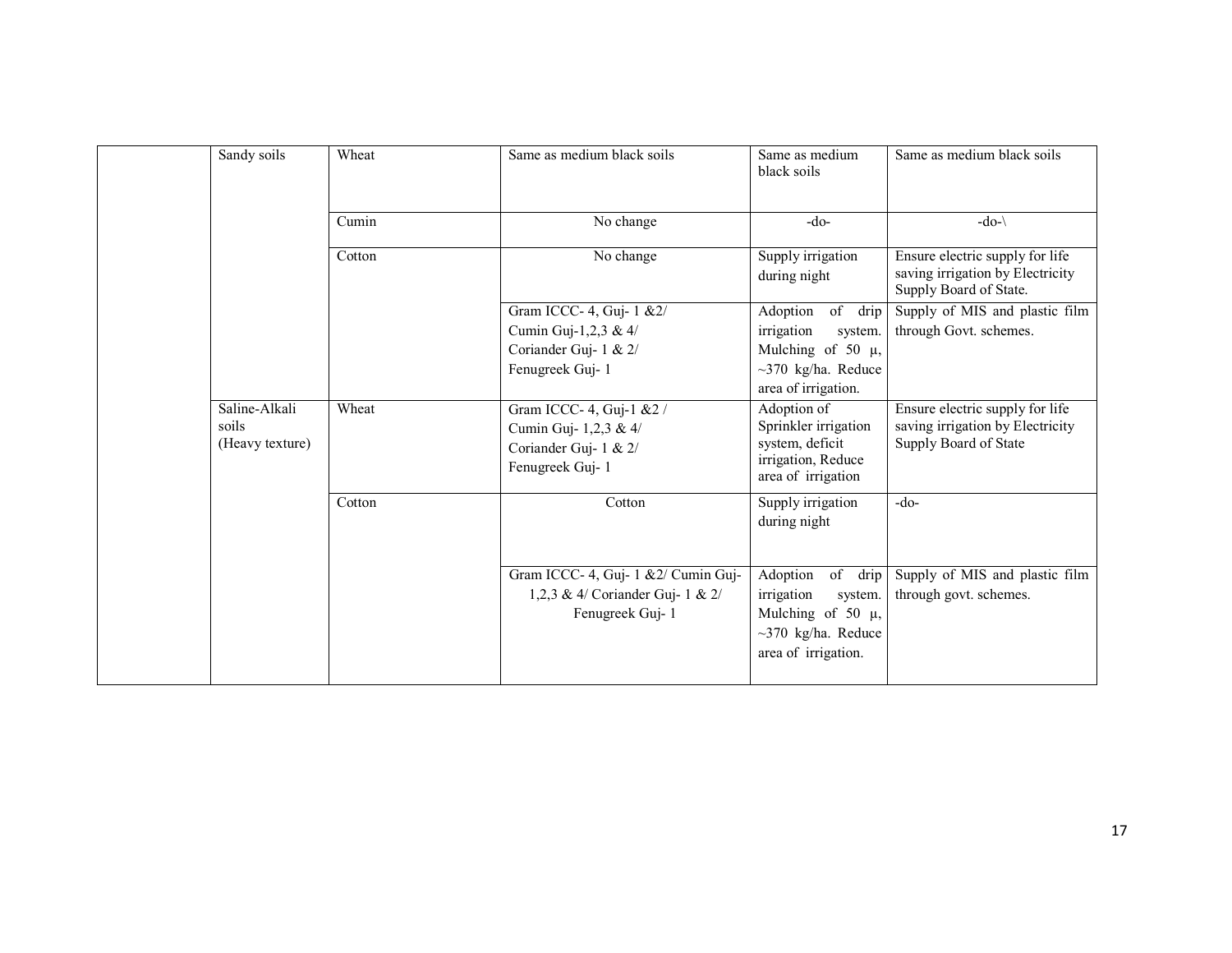|  |  |  |  |  |  |
|---|---|---|---|---|---|
|  | Sandy soils | Wheat | Same as medium black soils | Same as medium black soils | Same as medium black soils |
|  |  | Cumin | No change | -do- | -do-\ |
|  |  | Cotton | No change | Supply irrigation during night | Ensure electric supply for life saving irrigation by Electricity Supply Board of State. |
|  |  |  | Gram ICCC- 4, Guj- 1 &2/ Cumin Guj-1,2,3 & 4/ Coriander Guj- 1 & 2/ Fenugreek Guj- 1 | Adoption of drip irrigation system. Mulching of 50 μ, ~370 kg/ha. Reduce area of irrigation. | Supply of MIS and plastic film through Govt. schemes. |
|  | Saline-Alkali soils (Heavy texture) | Wheat | Gram ICCC- 4, Guj-1 &2 / Cumin Guj- 1,2,3 & 4/ Coriander Guj- 1 & 2/ Fenugreek Guj- 1 | Adoption of Sprinkler irrigation system, deficit irrigation, Reduce area of irrigation | Ensure electric supply for life saving irrigation by Electricity Supply Board of State |
|  |  | Cotton | Cotton | Supply irrigation during night | -do- |
|  |  |  | Gram ICCC- 4, Guj- 1 &2/ Cumin Guj-1,2,3 & 4/ Coriander Guj- 1 & 2/ Fenugreek Guj- 1 | Adoption of drip irrigation system. Mulching of 50 μ, ~370 kg/ha. Reduce area of irrigation. | Supply of MIS and plastic film through govt. schemes. |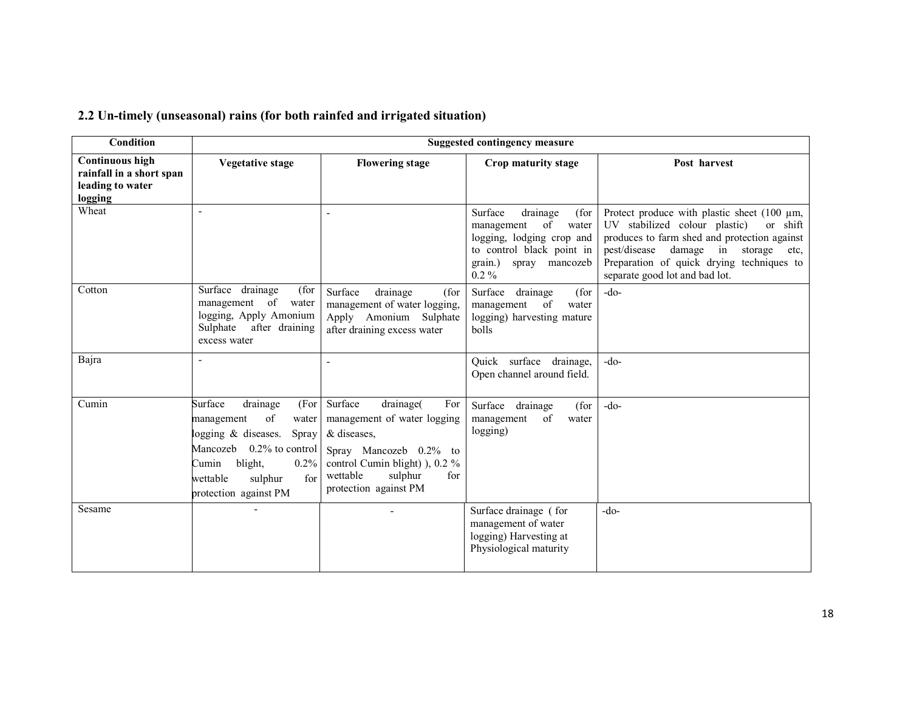## 2.2 Un-timely (unseasonal) rains (for both rainfed and irrigated situation)

| Condition | Suggested contingency measure | | | |
|---|---|---|---|---|
| **Continuous high rainfall in a short span leading to water logging** | **Vegetative stage** | **Flowering stage** | **Crop maturity stage** | **Post harvest** |
| Wheat | - | - | Surface drainage (for management of water logging, lodging crop and to control black point in grain.) spray mancozeb 0.2 % | Protect produce with plastic sheet (100 µm, UV stabilized colour plastic) or shift produces to farm shed and protection against pest/disease damage in storage etc, Preparation of quick drying techniques to separate good lot and bad lot. |
| Cotton | Surface drainage (for management of water logging, Apply Amonium Sulphate after draining excess water | Surface drainage (for management of water logging, Apply Amonium Sulphate after draining excess water | Surface drainage (for management of water logging) harvesting mature bolls | -do- |
| Bajra | - | - | Quick surface drainage, Open channel around field. | -do- |
| Cumin | Surface drainage (For management of water logging & diseases. Spray Mancozeb 0.2% to control Cumin blight, 0.2% wettable sulphur for protection against PM | Surface drainage( For management of water logging & diseases, Spray Mancozeb 0.2% to control Cumin blight) ), 0.2 % wettable sulphur for protection against PM | Surface drainage (for management of water logging) | -do- |
| Sesame | - | - | Surface drainage ( for management of water logging) Harvesting at Physiological maturity | -do- |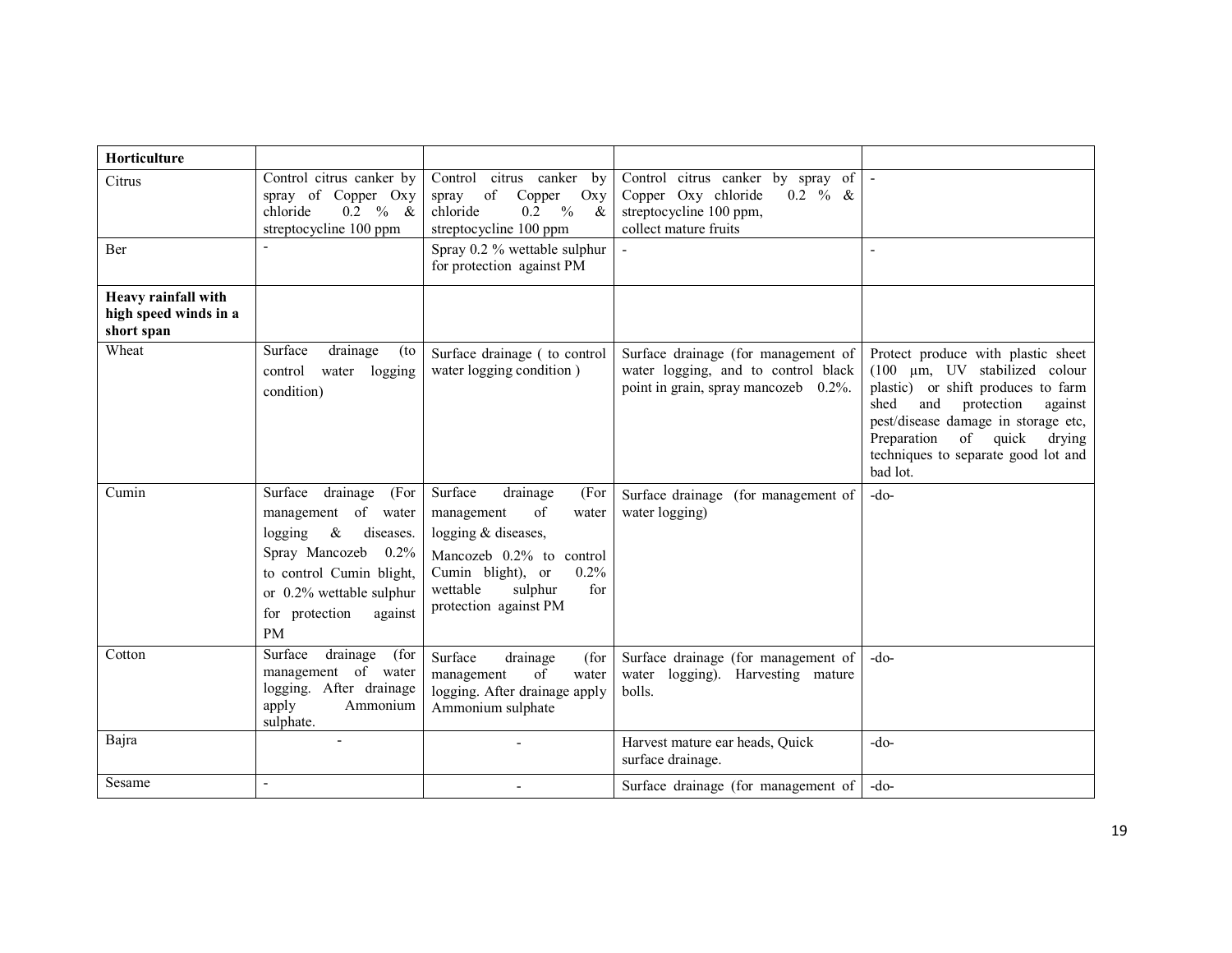| | | | | |
|---|---|---|---|---|
| **Horticulture** | | | | |
| Citrus | Control citrus canker by spray of Copper Oxy chloride 0.2 % & streptocycline 100 ppm | Control citrus canker by spray of Copper Oxy chloride 0.2 % & streptocycline 100 ppm | Control citrus canker by spray of Copper Oxy chloride 0.2 % & streptocycline 100 ppm, collect mature fruits | - |
| Ber | - | Spray 0.2 % wettable sulphur for protection against PM | - | - |
| **Heavy rainfall with high speed winds in a short span** | | | | |
| Wheat | Surface drainage (to control water logging condition) | Surface drainage ( to control water logging condition ) | Surface drainage (for management of water logging, and to control black point in grain, spray mancozeb 0.2%. | Protect produce with plastic sheet (100 µm, UV stabilized colour plastic) or shift produces to farm shed and protection against pest/disease damage in storage etc, Preparation of quick drying techniques to separate good lot and bad lot. |
| Cumin | Surface drainage (For management of water logging & diseases. Spray Mancozeb 0.2% to control Cumin blight, or 0.2% wettable sulphur for protection against PM | Surface drainage (For management of water logging & diseases, Mancozeb 0.2% to control Cumin blight), or 0.2% wettable sulphur for protection against PM | Surface drainage (for management of water logging) | -do- |
| Cotton | Surface drainage (for management of water logging. After drainage apply Ammonium sulphate. | Surface drainage (for management of water logging. After drainage apply Ammonium sulphate | Surface drainage (for management of water logging). Harvesting mature bolls. | -do- |
| Bajra | - | - | Harvest mature ear heads, Quick surface drainage. | -do- |
| Sesame | - | - | Surface drainage (for management of | -do- |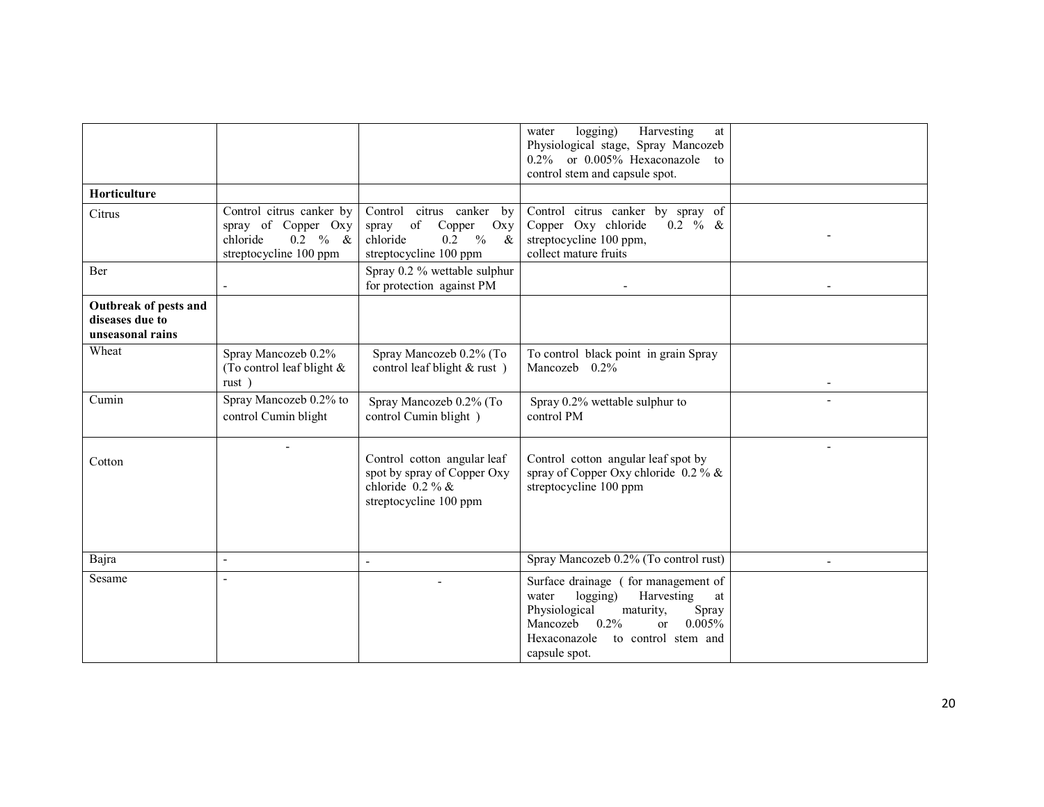|  |  |  |  |  |
|---|---|---|---|---|
|  |  |  | water logging) Harvesting at Physiological stage, Spray Mancozeb 0.2% or 0.005% Hexaconazole to control stem and capsule spot. |  |
| **Horticulture** |  |  |  |  |
| Citrus | Control citrus canker by spray of Copper Oxy chloride 0.2 % & streptocycline 100 ppm | Control citrus canker by spray of Copper Oxy chloride 0.2 % & streptocycline 100 ppm | Control citrus canker by spray of Copper Oxy chloride 0.2 % & streptocycline 100 ppm, collect mature fruits | - |
| Ber | - | Spray 0.2 % wettable sulphur for protection against PM | - | - |
| **Outbreak of pests and diseases due to unseasonal rains** |  |  |  |  |
| Wheat | Spray Mancozeb 0.2% (To control leaf blight & rust ) | Spray Mancozeb 0.2% (To control leaf blight & rust ) | To control black point in grain Spray Mancozeb 0.2% | - |
| Cumin | Spray Mancozeb 0.2% to control Cumin blight | Spray Mancozeb 0.2% (To control Cumin blight ) | Spray 0.2% wettable sulphur to control PM | - |
| Cotton | - | Control cotton angular leaf spot by spray of Copper Oxy chloride 0.2 % & streptocycline 100 ppm | Control cotton angular leaf spot by spray of Copper Oxy chloride 0.2 % & streptocycline 100 ppm | - |
| Bajra | - | - | Spray Mancozeb 0.2% (To control rust) | - |
| Sesame | - | - | Surface drainage ( for management of water logging) Harvesting at Physiological maturity, Spray Mancozeb 0.2% or 0.005% Hexaconazole to control stem and capsule spot. |  |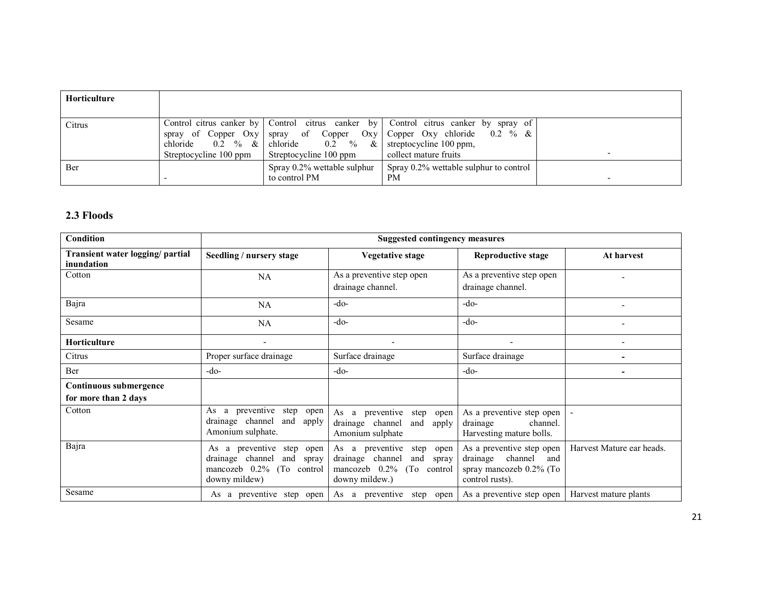| Horticulture | | | | |
|---|---|---|---|---|
| Citrus | Control citrus canker by spray of Copper Oxy chloride 0.2 % & Streptocycline 100 ppm | Control citrus canker by spray of Copper Oxy chloride 0.2 % & Streptocycline 100 ppm | Control citrus canker by spray of Copper Oxy chloride 0.2 % & streptocycline 100 ppm, collect mature fruits | - |
| Ber | - | Spray 0.2% wettable sulphur to control PM | Spray 0.2% wettable sulphur to control PM | - |

### 2.3 Floods

| Condition | Suggested contingency measures | | | |
|---|---|---|---|---|
| **Transient water logging/ partial inundation** | **Seedling / nursery stage** | **Vegetative stage** | **Reproductive stage** | **At harvest** |
| Cotton | NA | As a preventive step open drainage channel. | As a preventive step open drainage channel. | - |
| Bajra | NA | -do- | -do- | - |
| Sesame | NA | -do- | -do- | - |
| **Horticulture** | - | - | - | - |
| Citrus | Proper surface drainage | Surface drainage | Surface drainage | - |
| Ber | -do- | -do- | -do- | - |
| **Continuous submergence for more than 2 days** | | | | |
| Cotton | As a preventive step open drainage channel and apply Amonium sulphate. | As a preventive step open drainage channel and apply Amonium sulphate | As a preventive step open drainage channel. Harvesting mature bolls. | - |
| Bajra | As a preventive step open drainage channel and spray mancozeb 0.2% (To control downy mildew) | As a preventive step open drainage channel and spray mancozeb 0.2% (To control downy mildew.) | As a preventive step open drainage channel and spray mancozeb 0.2% (To control rusts). | Harvest Mature ear heads. |
| Sesame | As a preventive step open | As a preventive step open | As a preventive step open | Harvest mature plants |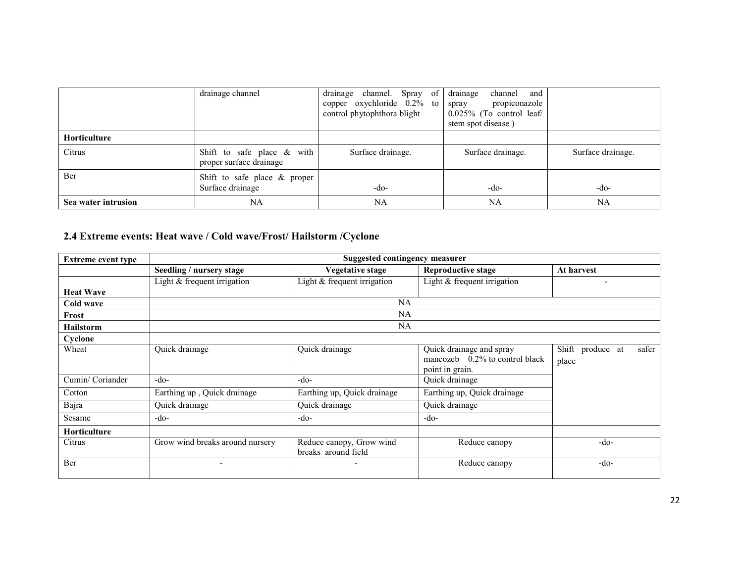| | drainage channel | drainage channel. Spray of copper oxychloride 0.2% to control phytophthora blight | drainage channel and spray propiconazole 0.025% (To control leaf/ stem spot disease ) | |
|---|---|---|---|---|
| **Horticulture** | | | | |
| Citrus | Shift to safe place & with proper surface drainage | Surface drainage. | Surface drainage. | Surface drainage. |
| Ber | Shift to safe place & proper Surface drainage | -do- | -do- | -do- |
| **Sea water intrusion** | NA | NA | NA | NA |

## 2.4 Extreme events: Heat wave / Cold wave/Frost/ Hailstorm /Cyclone

| **Extreme event type** | **Suggested contingency measurer** | | | |
|---|---|---|---|---|
| | **Seedling / nursery stage** | **Vegetative stage** | **Reproductive stage** | **At harvest** |
| **Heat Wave** | Light & frequent irrigation | Light & frequent irrigation | Light & frequent irrigation | - |
| **Cold wave** | NA | | | |
| **Frost** | NA | | | |
| **Hailstorm** | NA | | | |
| **Cyclone** | | | | |
| Wheat | Quick drainage | Quick drainage | Quick drainage and spray mancozeb 0.2% to control black point in grain. | Shift produce at safer place |
| Cumin/ Coriander | -do- | -do- | Quick drainage | |
| Cotton | Earthing up , Quick drainage | Earthing up, Quick drainage | Earthing up, Quick drainage | |
| Bajra | Quick drainage | Quick drainage | Quick drainage | |
| Sesame | -do- | -do- | -do- | |
| **Horticulture** | | | | |
| Citrus | Grow wind breaks around nursery | Reduce canopy, Grow wind breaks around field | Reduce canopy | -do- |
| Ber | - | - | Reduce canopy | -do- |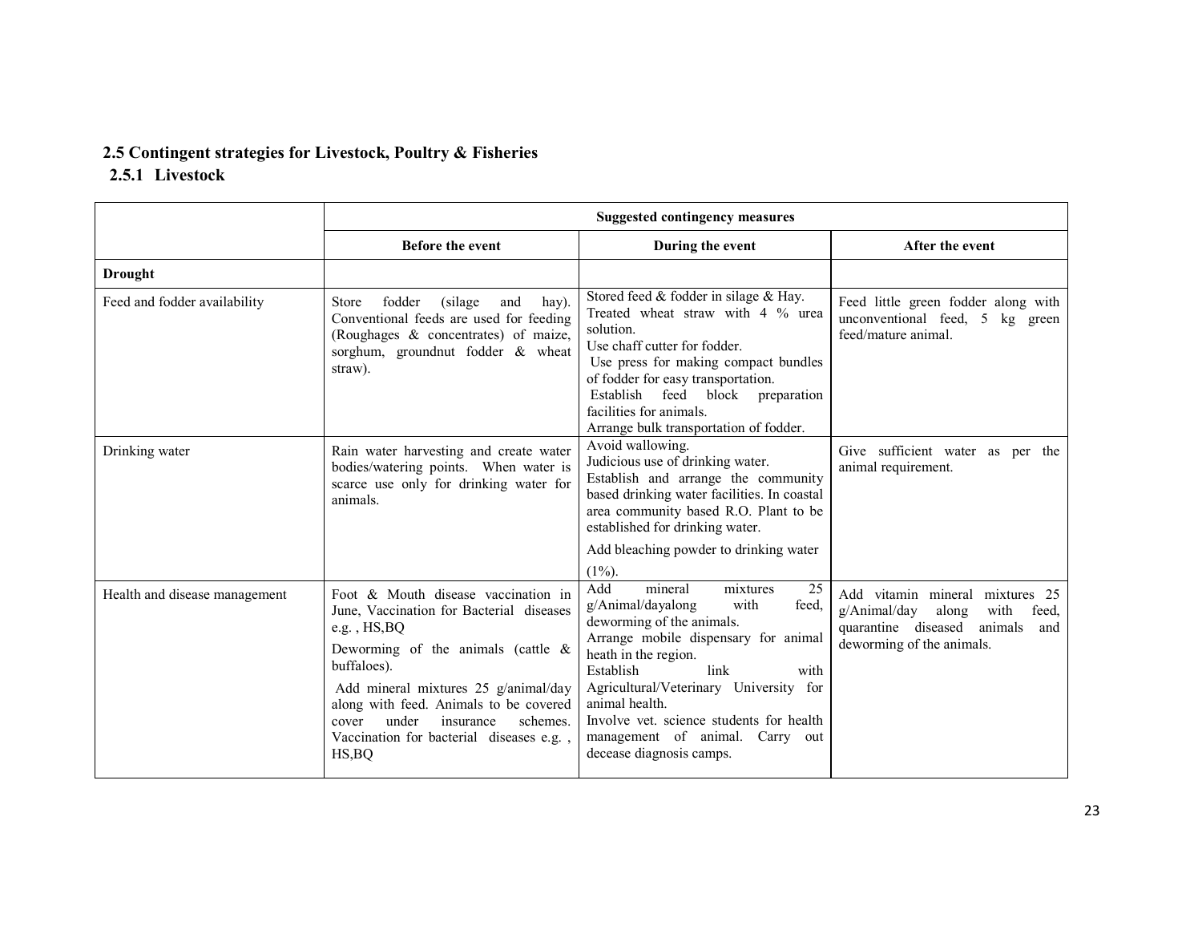## 2.5 Contingent strategies for Livestock, Poultry & Fisheries

### 2.5.1 Livestock

| | Suggested contingency measures | | |
|---|---|---|---|
| | **Before the event** | **During the event** | **After the event** |
| **Drought** | | | |
| Feed and fodder availability | Store fodder (silage and hay). Conventional feeds are used for feeding (Roughages & concentrates) of maize, sorghum, groundnut fodder & wheat straw). | Stored feed & fodder in silage & Hay.<br>Treated wheat straw with 4 % urea solution.<br>Use chaff cutter for fodder.<br>Use press for making compact bundles of fodder for easy transportation.<br>Establish feed block preparation facilities for animals.<br>Arrange bulk transportation of fodder. | Feed little green fodder along with unconventional feed, 5 kg green feed/mature animal. |
| Drinking water | Rain water harvesting and create water bodies/watering points. When water is scarce use only for drinking water for animals. | Avoid wallowing.<br>Judicious use of drinking water.<br>Establish and arrange the community based drinking water facilities. In coastal area community based R.O. Plant to be established for drinking water.<br>Add bleaching powder to drinking water (1%). | Give sufficient water as per the animal requirement. |
| Health and disease management | Foot & Mouth disease vaccination in June, Vaccination for Bacterial diseases e.g. , HS,BQ<br>Deworming of the animals (cattle & buffaloes).<br>Add mineral mixtures 25 g/animal/day along with feed. Animals to be covered cover under insurance schemes. Vaccination for bacterial diseases e.g. , HS,BQ | Add mineral mixtures 25 g/Animal/dayalong with feed, deworming of the animals.<br>Arrange mobile dispensary for animal heath in the region.<br>Establish link with Agricultural/Veterinary University for animal health.<br>Involve vet. science students for health management of animal. Carry out decease diagnosis camps. | Add vitamin mineral mixtures 25 g/Animal/day along with feed, quarantine diseased animals and deworming of the animals. |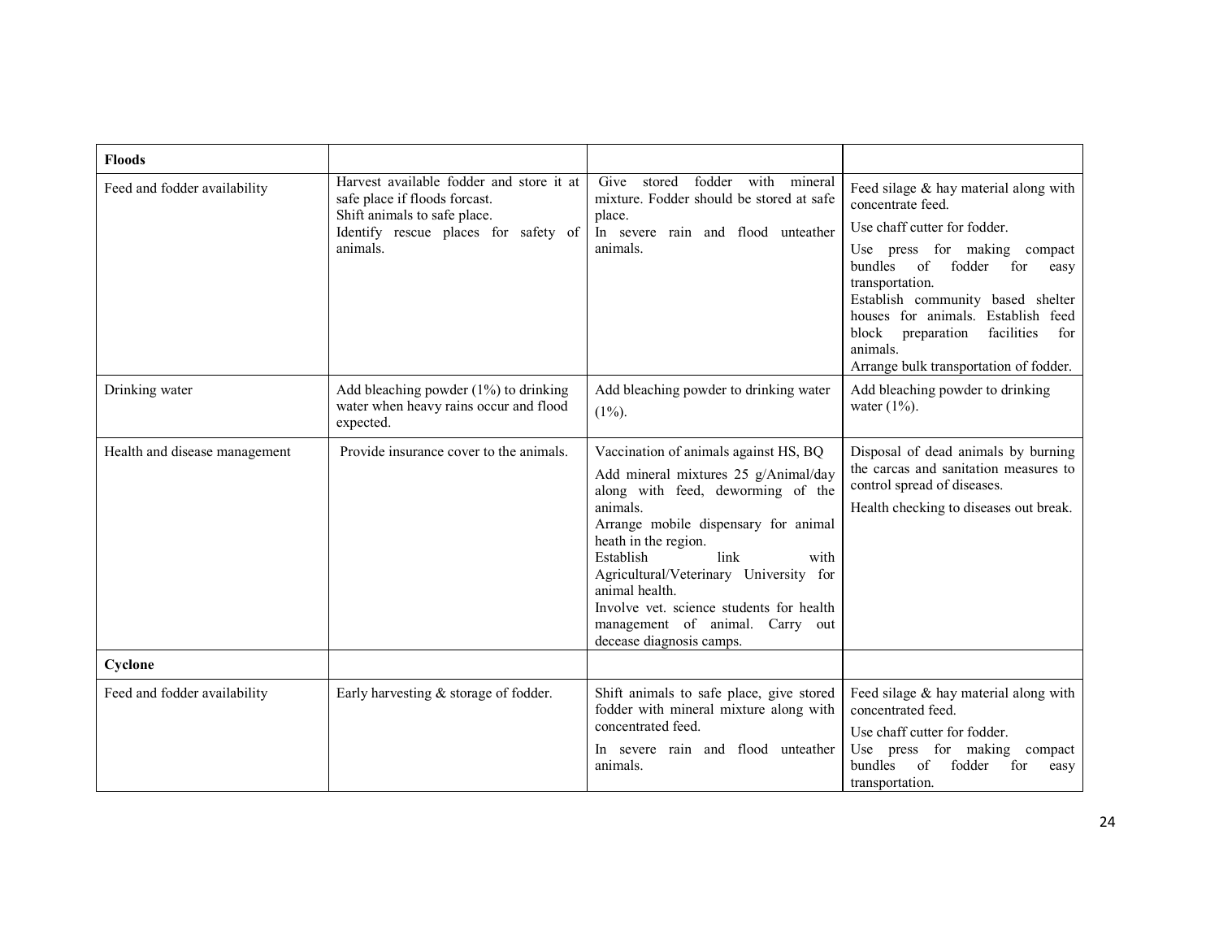| **Floods** | | | |
|---|---|---|---|
| Feed and fodder availability | Harvest available fodder and store it at safe place if floods forcast.<br>Shift animals to safe place.<br>Identify rescue places for safety of animals. | Give stored fodder with mineral mixture. Fodder should be stored at safe place.<br>In severe rain and flood unteather animals. | Feed silage & hay material along with concentrate feed.<br>Use chaff cutter for fodder.<br>Use press for making compact bundles of fodder for easy transportation.<br>Establish community based shelter houses for animals. Establish feed block preparation facilities for animals.<br>Arrange bulk transportation of fodder. |
| Drinking water | Add bleaching powder (1%) to drinking water when heavy rains occur and flood expected. | Add bleaching powder to drinking water (1%). | Add bleaching powder to drinking water (1%). |
| Health and disease management | Provide insurance cover to the animals. | Vaccination of animals against HS, BQ<br>Add mineral mixtures 25 g/Animal/day along with feed, deworming of the animals.<br>Arrange mobile dispensary for animal heath in the region.<br>Establish link with Agricultural/Veterinary University for animal health.<br>Involve vet. science students for health management of animal. Carry out decease diagnosis camps. | Disposal of dead animals by burning the carcas and sanitation measures to control spread of diseases.<br>Health checking to diseases out break. |
| **Cyclone** | | | |
| Feed and fodder availability | Early harvesting & storage of fodder. | Shift animals to safe place, give stored fodder with mineral mixture along with concentrated feed.<br>In severe rain and flood unteather animals. | Feed silage & hay material along with concentrated feed.<br>Use chaff cutter for fodder.<br>Use press for making compact bundles of fodder for easy transportation. |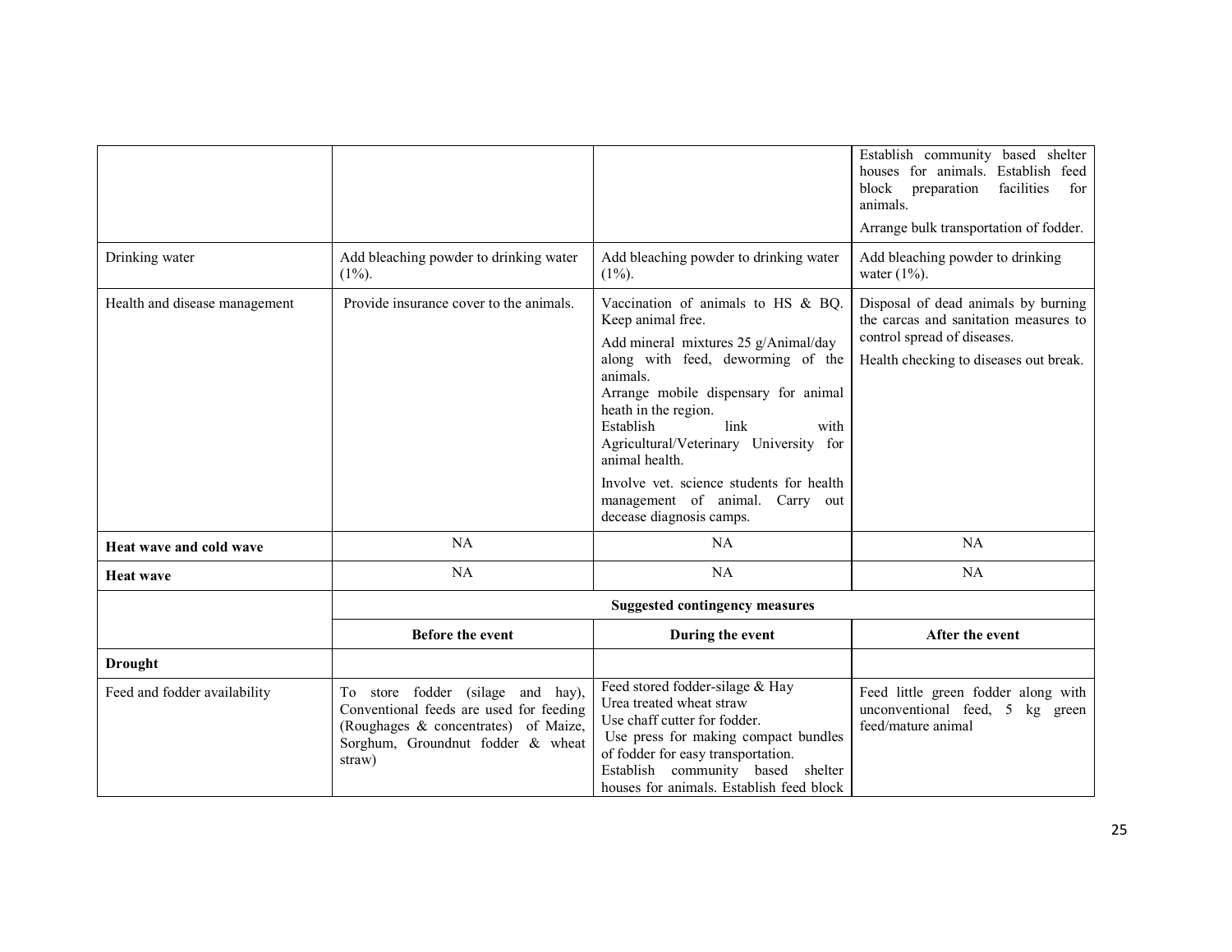| | | | |
|---|---|---|---|
| | | | Establish community based shelter houses for animals. Establish feed block preparation facilities for animals. Arrange bulk transportation of fodder. |
| Drinking water | Add bleaching powder to drinking water (1%). | Add bleaching powder to drinking water (1%). | Add bleaching powder to drinking water (1%). |
| Health and disease management | Provide insurance cover to the animals. | Vaccination of animals to HS & BQ. Keep animal free. Add mineral mixtures 25 g/Animal/day along with feed, deworming of the animals. Arrange mobile dispensary for animal heath in the region. Establish link with Agricultural/Veterinary University for animal health. Involve vet. science students for health management of animal. Carry out decease diagnosis camps. | Disposal of dead animals by burning the carcas and sanitation measures to control spread of diseases. Health checking to diseases out break. |
| **Heat wave and cold wave** | NA | NA | NA |
| **Heat wave** | NA | NA | NA |

| | Suggested contingency measures | | |
|---|---|---|---|
| | **Before the event** | **During the event** | **After the event** |
| **Drought** | | | |
| Feed and fodder availability | To store fodder (silage and hay), Conventional feeds are used for feeding (Roughages & concentrates) of Maize, Sorghum, Groundnut fodder & wheat straw) | Feed stored fodder-silage & Hay Urea treated wheat straw Use chaff cutter for fodder. Use press for making compact bundles of fodder for easy transportation. Establish community based shelter houses for animals. Establish feed block | Feed little green fodder along with unconventional feed, 5 kg green feed/mature animal |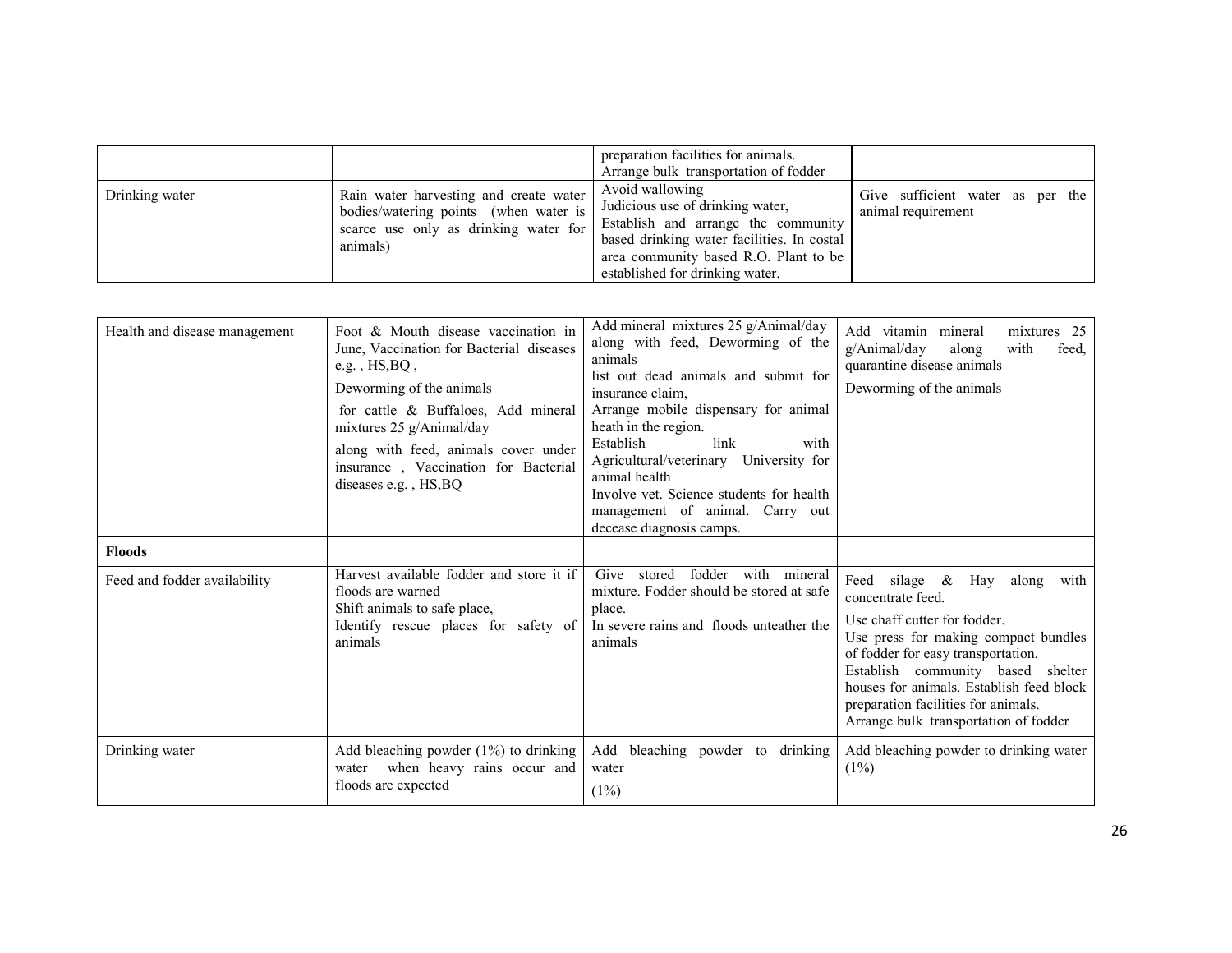| | | | |
|---|---|---|---|
| | | preparation facilities for animals. Arrange bulk transportation of fodder | |
| Drinking water | Rain water harvesting and create water bodies/watering points (when water is scarce use only as drinking water for animals) | Avoid wallowing Judicious use of drinking water, Establish and arrange the community based drinking water facilities. In costal area community based R.O. Plant to be established for drinking water. | Give sufficient water as per the animal requirement |

| | | | |
|---|---|---|---|
| Health and disease management | Foot & Mouth disease vaccination in June, Vaccination for Bacterial diseases e.g. , HS,BQ , Deworming of the animals for cattle & Buffaloes, Add mineral mixtures 25 g/Animal/day along with feed, animals cover under insurance , Vaccination for Bacterial diseases e.g. , HS,BQ | Add mineral mixtures 25 g/Animal/day along with feed, Deworming of the animals list out dead animals and submit for insurance claim, Arrange mobile dispensary for animal heath in the region. Establish link with Agricultural/veterinary University for animal health Involve vet. Science students for health management of animal. Carry out decease diagnosis camps. | Add vitamin mineral mixtures 25 g/Animal/day along with feed, quarantine disease animals Deworming of the animals |
| **Floods** | | | |
| Feed and fodder availability | Harvest available fodder and store it if floods are warned Shift animals to safe place, Identify rescue places for safety of animals | Give stored fodder with mineral mixture. Fodder should be stored at safe place. In severe rains and floods unteather the animals | Feed silage & Hay along with concentrate feed. Use chaff cutter for fodder. Use press for making compact bundles of fodder for easy transportation. Establish community based shelter houses for animals. Establish feed block preparation facilities for animals. Arrange bulk transportation of fodder |
| Drinking water | Add bleaching powder (1%) to drinking water when heavy rains occur and floods are expected | Add bleaching powder to drinking water (1%) | Add bleaching powder to drinking water (1%) |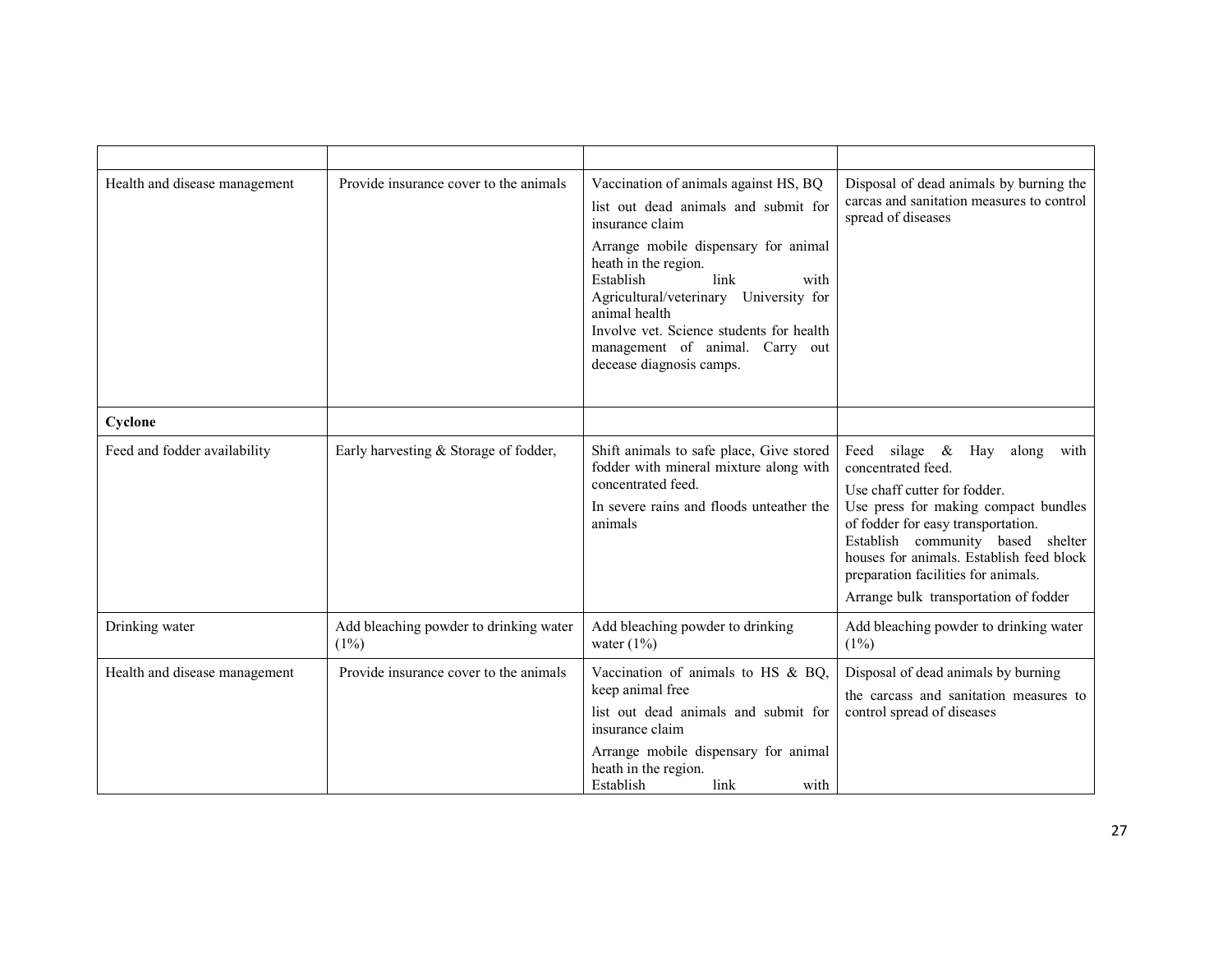| | | | |
|---|---|---|---|
| Health and disease management | Provide insurance cover to the animals | Vaccination of animals against HS, BQ<br>list out dead animals and submit for insurance claim<br>Arrange mobile dispensary for animal heath in the region.<br>Establish link with Agricultural/veterinary University for animal health<br>Involve vet. Science students for health management of animal. Carry out decease diagnosis camps. | Disposal of dead animals by burning the carcas and sanitation measures to control spread of diseases |
| **Cyclone** | | | |
| Feed and fodder availability | Early harvesting & Storage of fodder, | Shift animals to safe place, Give stored fodder with mineral mixture along with concentrated feed.<br>In severe rains and floods unteather the animals | Feed silage & Hay along with concentrated feed.<br>Use chaff cutter for fodder.<br>Use press for making compact bundles of fodder for easy transportation.<br>Establish community based shelter houses for animals. Establish feed block preparation facilities for animals.<br>Arrange bulk transportation of fodder |
| Drinking water | Add bleaching powder to drinking water (1%) | Add bleaching powder to drinking water (1%) | Add bleaching powder to drinking water (1%) |
| Health and disease management | Provide insurance cover to the animals | Vaccination of animals to HS & BQ, keep animal free<br>list out dead animals and submit for insurance claim<br>Arrange mobile dispensary for animal heath in the region.<br>Establish link with | Disposal of dead animals by burning<br>the carcass and sanitation measures to control spread of diseases |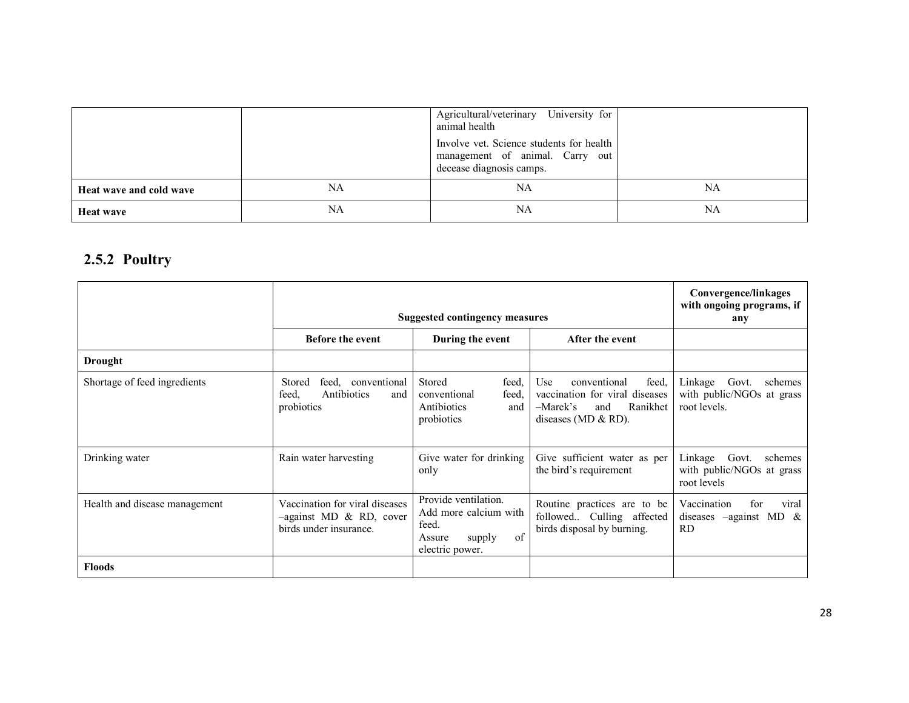| | | | |
|---|---|---|---|
| | | Agricultural/veterinary University for animal health<br>Involve vet. Science students for health management of animal. Carry out decease diagnosis camps. | |
| **Heat wave and cold wave** | NA | NA | NA |
| **Heat wave** | NA | NA | NA |

## 2.5.2 Poultry

| | **Suggested contingency measures** | | | **Convergence/linkages with ongoing programs, if any** |
|---|---|---|---|---|
| | **Before the event** | **During the event** | **After the event** | |
| **Drought** | | | | |
| Shortage of feed ingredients | Stored feed, conventional feed, Antibiotics and probiotics | Stored feed, conventional feed, Antibiotics and probiotics | Use conventional feed, vaccination for viral diseases –Marek's and Ranikhet diseases (MD & RD). | Linkage Govt. schemes with public/NGOs at grass root levels. |
| Drinking water | Rain water harvesting | Give water for drinking only | Give sufficient water as per the bird's requirement | Linkage Govt. schemes with public/NGOs at grass root levels |
| Health and disease management | Vaccination for viral diseases –against MD & RD, cover birds under insurance. | Provide ventilation.<br>Add more calcium with feed.<br>Assure supply of electric power. | Routine practices are to be followed.. Culling affected birds disposal by burning. | Vaccination for viral diseases –against MD & RD |
| **Floods** | | | | |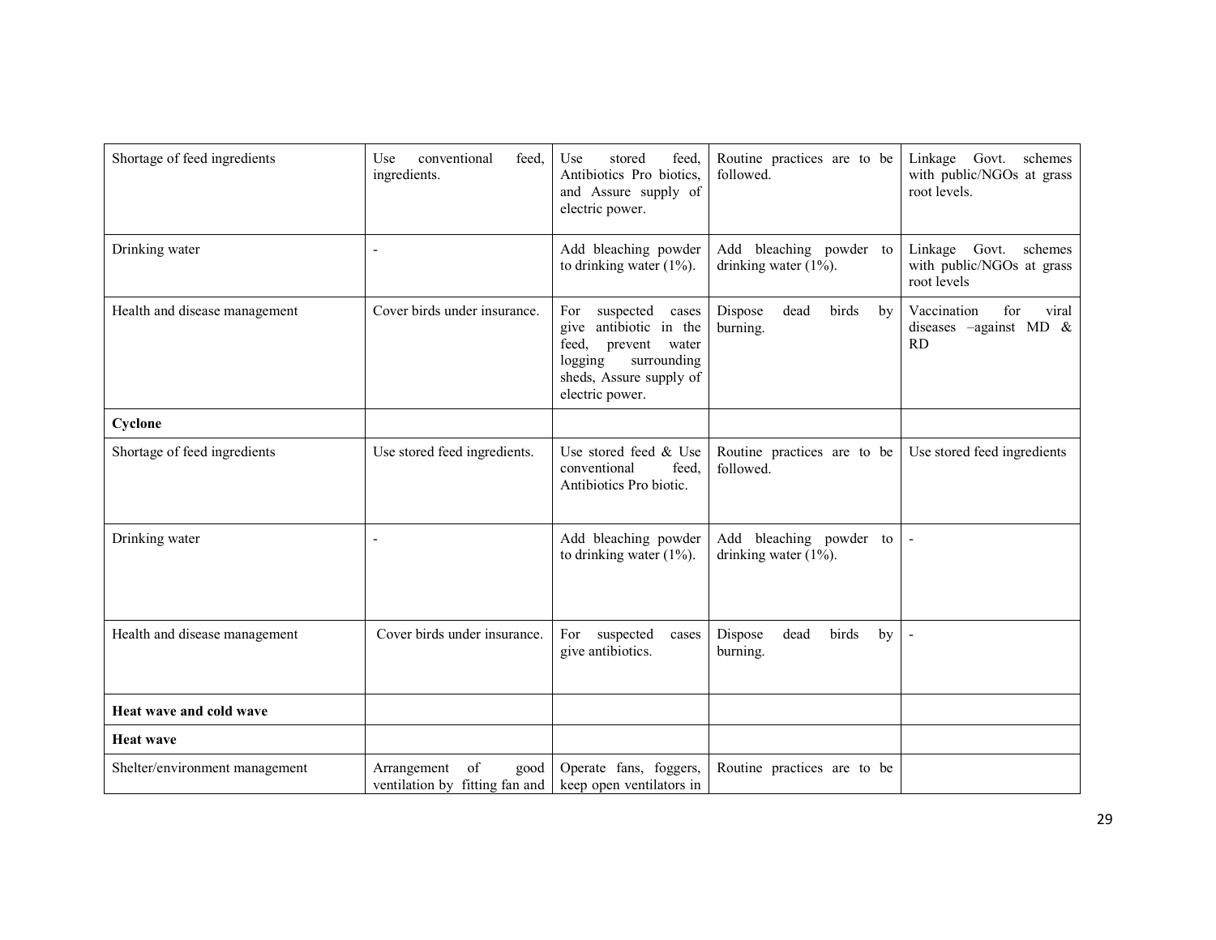| | | | | |
|---|---|---|---|---|
| Shortage of feed ingredients | Use conventional feed, ingredients. | Use stored feed, Antibiotics Pro biotics, and Assure supply of electric power. | Routine practices are to be followed. | Linkage Govt. schemes with public/NGOs at grass root levels. |
| Drinking water | - | Add bleaching powder to drinking water (1%). | Add bleaching powder to drinking water (1%). | Linkage Govt. schemes with public/NGOs at grass root levels |
| Health and disease management | Cover birds under insurance. | For suspected cases give antibiotic in the feed, prevent water logging surrounding sheds, Assure supply of electric power. | Dispose dead birds by burning. | Vaccination for viral diseases –against MD & RD |
| **Cyclone** | | | | |
| Shortage of feed ingredients | Use stored feed ingredients. | Use stored feed & Use conventional feed, Antibiotics Pro biotic. | Routine practices are to be followed. | Use stored feed ingredients |
| Drinking water | - | Add bleaching powder to drinking water (1%). | Add bleaching powder to drinking water (1%). | - |
| Health and disease management | Cover birds under insurance. | For suspected cases give antibiotics. | Dispose dead birds by burning. | - |
| **Heat wave and cold wave** | | | | |
| **Heat wave** | | | | |
| Shelter/environment management | Arrangement of good ventilation by fitting fan and | Operate fans, foggers, keep open ventilators in | Routine practices are to be | |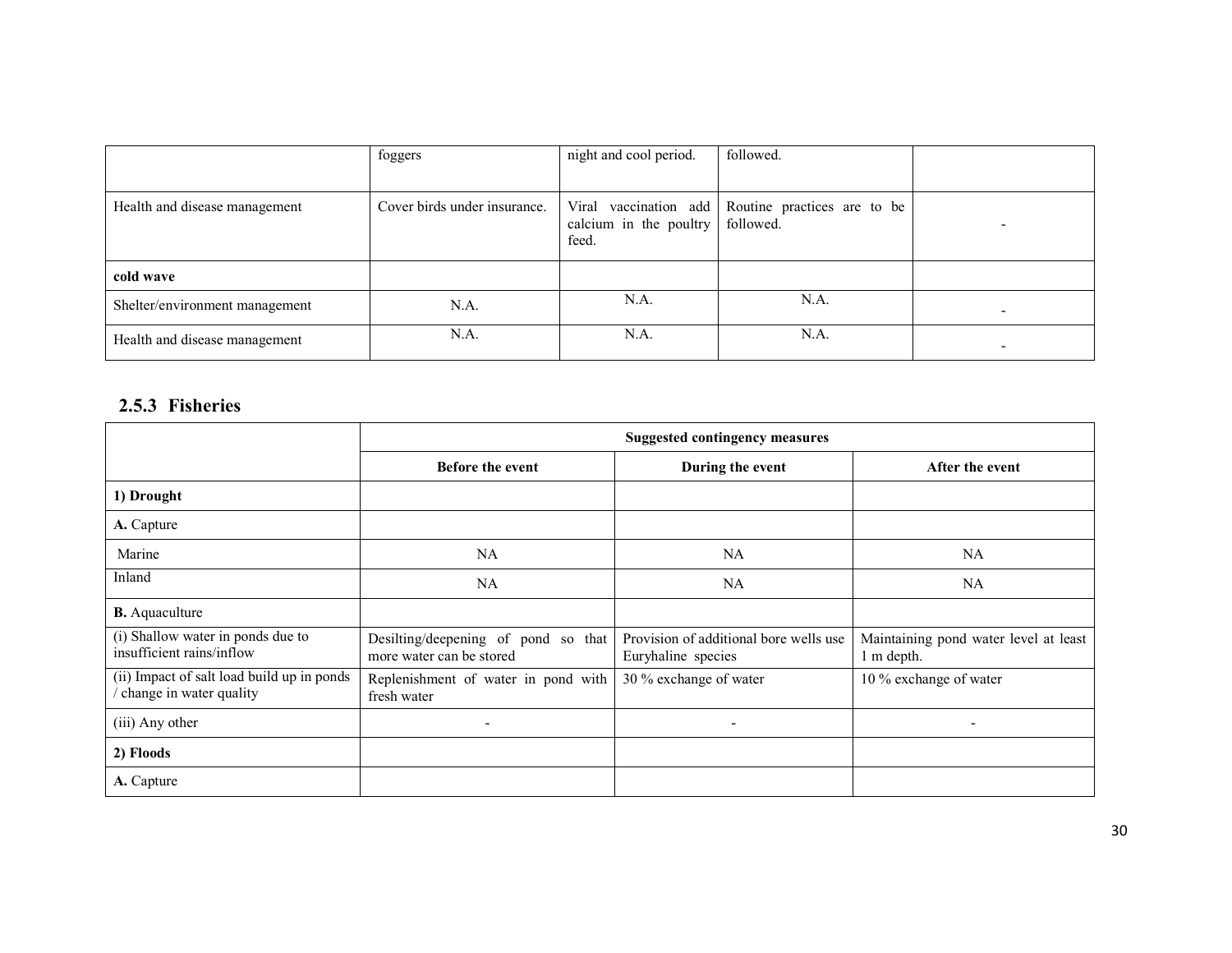|  | foggers | night and cool period. | followed. |  |
|---|---|---|---|---|
| Health and disease management | Cover birds under insurance. | Viral vaccination add calcium in the poultry feed. | Routine practices are to be followed. | - |
| **cold wave** |  |  |  |  |
| Shelter/environment management | N.A. | N.A. | N.A. | - |
| Health and disease management | N.A. | N.A. | N.A. | - |

### 2.5.3 Fisheries

|  | **Suggested contingency measures** |  |  |
|---|---|---|---|
|  | **Before the event** | **During the event** | **After the event** |
| **1) Drought** |  |  |  |
| **A.** Capture |  |  |  |
| Marine | NA | NA | NA |
| Inland | NA | NA | NA |
| **B.** Aquaculture |  |  |  |
| (i) Shallow water in ponds due to insufficient rains/inflow | Desilting/deepening of pond so that more water can be stored | Provision of additional bore wells use Euryhaline species | Maintaining pond water level at least 1 m depth. |
| (ii) Impact of salt load build up in ponds / change in water quality | Replenishment of water in pond with fresh water | 30 % exchange of water | 10 % exchange of water |
| (iii) Any other | - | - | - |
| **2) Floods** |  |  |  |
| **A.** Capture |  |  |  |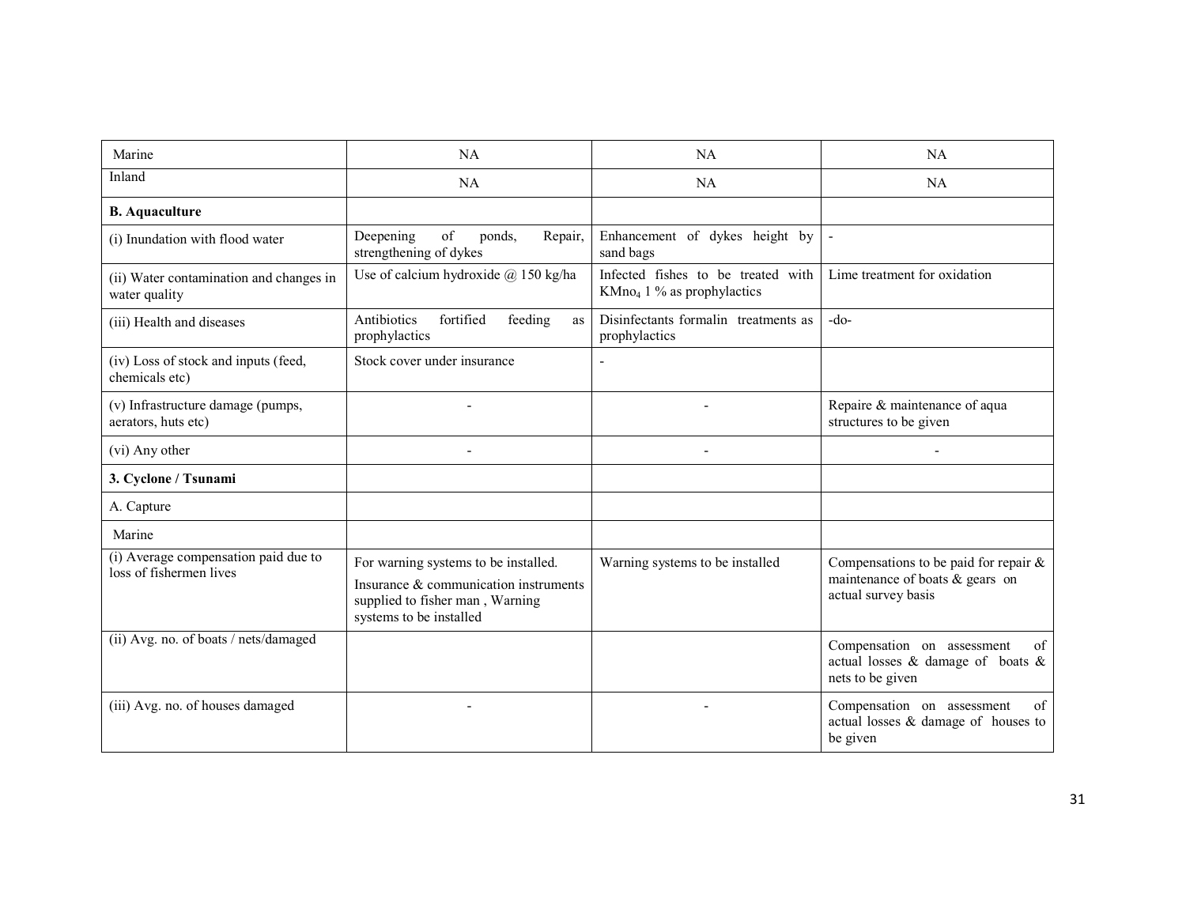| | | | |
|---|---|---|---|
| Marine | NA | NA | NA |
| Inland | NA | NA | NA |
| **B. Aquaculture** | | | |
| (i) Inundation with flood water | Deepening of ponds, Repair, strengthening of dykes | Enhancement of dykes height by sand bags | - |
| (ii) Water contamination and changes in water quality | Use of calcium hydroxide @ 150 kg/ha | Infected fishes to be treated with $KMno_4$ 1 % as prophylactics | Lime treatment for oxidation |
| (iii) Health and diseases | Antibiotics fortified feeding as prophylactics | Disinfectants formalin treatments as prophylactics | -do- |
| (iv) Loss of stock and inputs (feed, chemicals etc) | Stock cover under insurance | - | |
| (v) Infrastructure damage (pumps, aerators, huts etc) | - | - | Repaire & maintenance of aqua structures to be given |
| (vi) Any other | - | - | - |
| **3. Cyclone / Tsunami** | | | |
| A. Capture | | | |
| Marine | | | |
| (i) Average compensation paid due to loss of fishermen lives | For warning systems to be installed. Insurance & communication instruments supplied to fisher man , Warning systems to be installed | Warning systems to be installed | Compensations to be paid for repair & maintenance of boats & gears on actual survey basis |
| (ii) Avg. no. of boats / nets/damaged | | | Compensation on assessment of actual losses & damage of boats & nets to be given |
| (iii) Avg. no. of houses damaged | - | - | Compensation on assessment of actual losses & damage of houses to be given |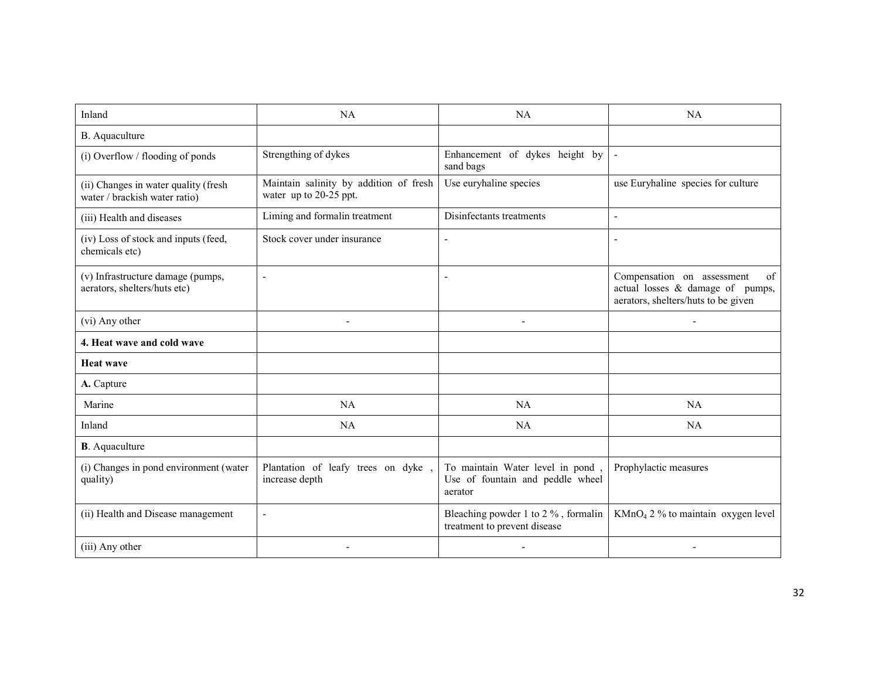| | | | |
|---|---|---|---|
| Inland | NA | NA | NA |
| B. Aquaculture | | | |
| (i) Overflow / flooding of ponds | Strengthing of dykes | Enhancement of dykes height by sand bags | - |
| (ii) Changes in water quality (fresh water / brackish water ratio) | Maintain salinity by addition of fresh water up to 20-25 ppt. | Use euryhaline species | use Euryhaline species for culture |
| (iii) Health and diseases | Liming and formalin treatment | Disinfectants treatments | - |
| (iv) Loss of stock and inputs (feed, chemicals etc) | Stock cover under insurance | - | - |
| (v) Infrastructure damage (pumps, aerators, shelters/huts etc) | - | - | Compensation on assessment of actual losses & damage of pumps, aerators, shelters/huts to be given |
| (vi) Any other | - | - | - |
| **4. Heat wave and cold wave** | | | |
| **Heat wave** | | | |
| **A.** Capture | | | |
| Marine | NA | NA | NA |
| Inland | NA | NA | NA |
| **B**. Aquaculture | | | |
| (i) Changes in pond environment (water quality) | Plantation of leafy trees on dyke , increase depth | To maintain Water level in pond , Use of fountain and peddle wheel aerator | Prophylactic measures |
| (ii) Health and Disease management | - | Bleaching powder 1 to 2 % , formalin treatment to prevent disease | $KMnO_4$ 2 % to maintain oxygen level |
| (iii) Any other | - | - | - |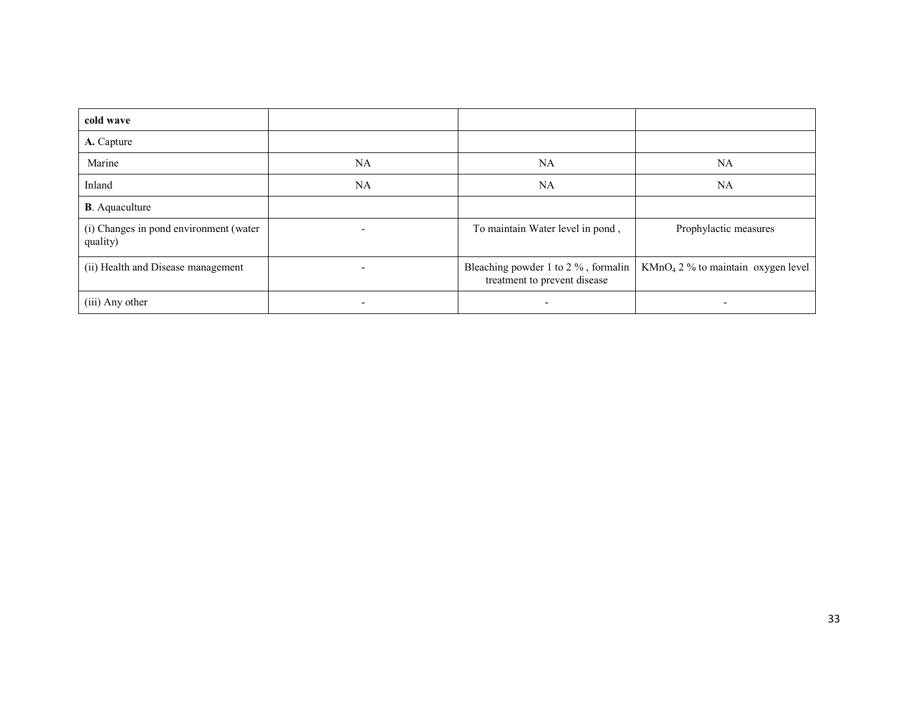| **cold wave** | | | |
|---|---|---|---|
| **A.** Capture | | | |
| Marine | NA | NA | NA |
| Inland | NA | NA | NA |
| **B**. Aquaculture | | | |
| (i) Changes in pond environment (water quality) | - | To maintain Water level in pond , | Prophylactic measures |
| (ii) Health and Disease management | - | Bleaching powder 1 to 2 % , formalin treatment to prevent disease | $KMnO_4$ 2 % to maintain oxygen level |
| (iii) Any other | - | - | - |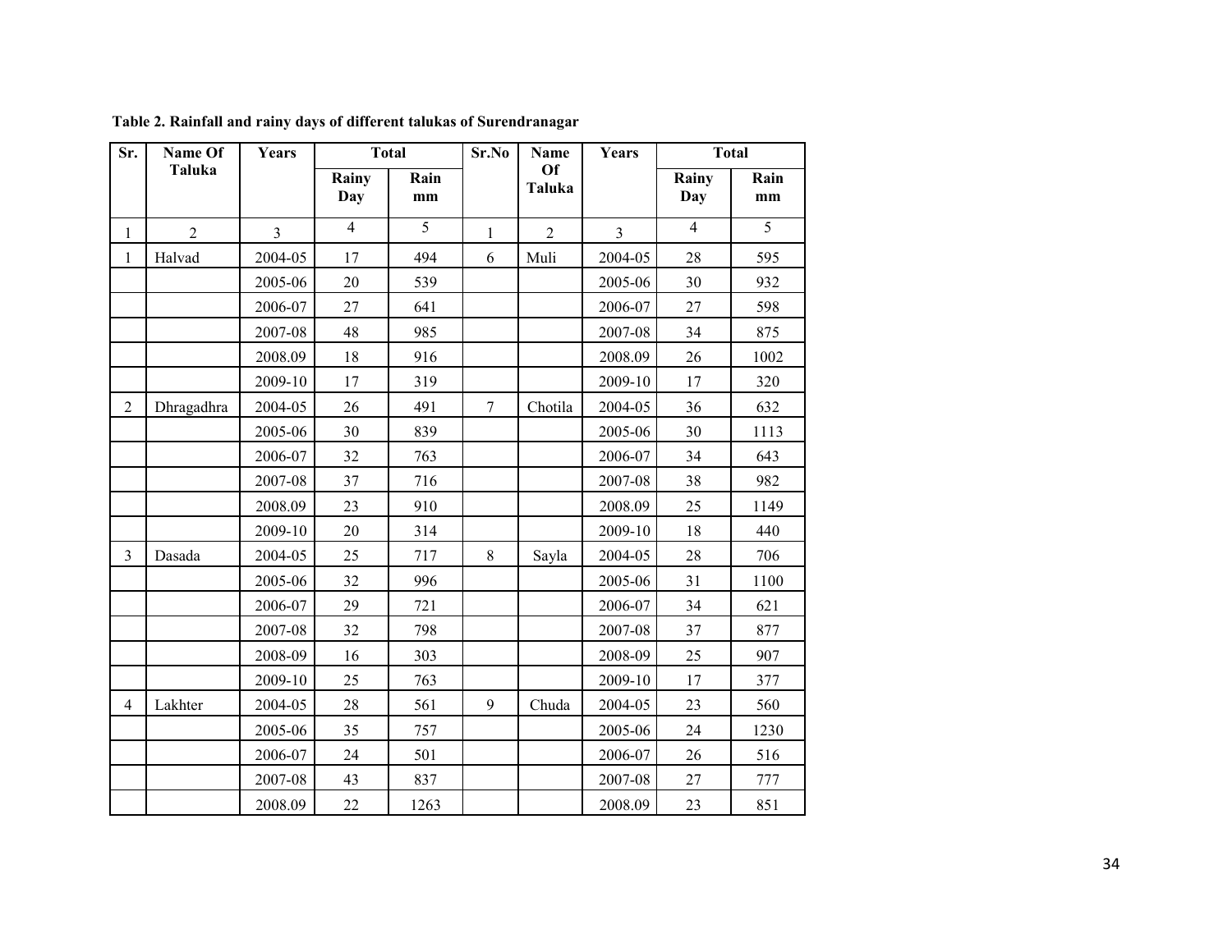**Table 2. Rainfall and rainy days of different talukas of Surendranagar**

| Sr. | Name Of Taluka | Years | Total | | Sr.No | Name Of Taluka | Years | Total | |
|---|---|---|---|---|---|---|---|---|---|
| | | | Rainy Day | Rain mm | | | | Rainy Day | Rain mm |
| 1 | 2 | 3 | 4 | 5 | 1 | 2 | 3 | 4 | 5 |
| 1 | Halvad | 2004-05 | 17 | 494 | 6 | Muli | 2004-05 | 28 | 595 |
| | | 2005-06 | 20 | 539 | | | 2005-06 | 30 | 932 |
| | | 2006-07 | 27 | 641 | | | 2006-07 | 27 | 598 |
| | | 2007-08 | 48 | 985 | | | 2007-08 | 34 | 875 |
| | | 2008.09 | 18 | 916 | | | 2008.09 | 26 | 1002 |
| | | 2009-10 | 17 | 319 | | | 2009-10 | 17 | 320 |
| 2 | Dhragadhra | 2004-05 | 26 | 491 | 7 | Chotila | 2004-05 | 36 | 632 |
| | | 2005-06 | 30 | 839 | | | 2005-06 | 30 | 1113 |
| | | 2006-07 | 32 | 763 | | | 2006-07 | 34 | 643 |
| | | 2007-08 | 37 | 716 | | | 2007-08 | 38 | 982 |
| | | 2008.09 | 23 | 910 | | | 2008.09 | 25 | 1149 |
| | | 2009-10 | 20 | 314 | | | 2009-10 | 18 | 440 |
| 3 | Dasada | 2004-05 | 25 | 717 | 8 | Sayla | 2004-05 | 28 | 706 |
| | | 2005-06 | 32 | 996 | | | 2005-06 | 31 | 1100 |
| | | 2006-07 | 29 | 721 | | | 2006-07 | 34 | 621 |
| | | 2007-08 | 32 | 798 | | | 2007-08 | 37 | 877 |
| | | 2008-09 | 16 | 303 | | | 2008-09 | 25 | 907 |
| | | 2009-10 | 25 | 763 | | | 2009-10 | 17 | 377 |
| 4 | Lakhter | 2004-05 | 28 | 561 | 9 | Chuda | 2004-05 | 23 | 560 |
| | | 2005-06 | 35 | 757 | | | 2005-06 | 24 | 1230 |
| | | 2006-07 | 24 | 501 | | | 2006-07 | 26 | 516 |
| | | 2007-08 | 43 | 837 | | | 2007-08 | 27 | 777 |
| | | 2008.09 | 22 | 1263 | | | 2008.09 | 23 | 851 |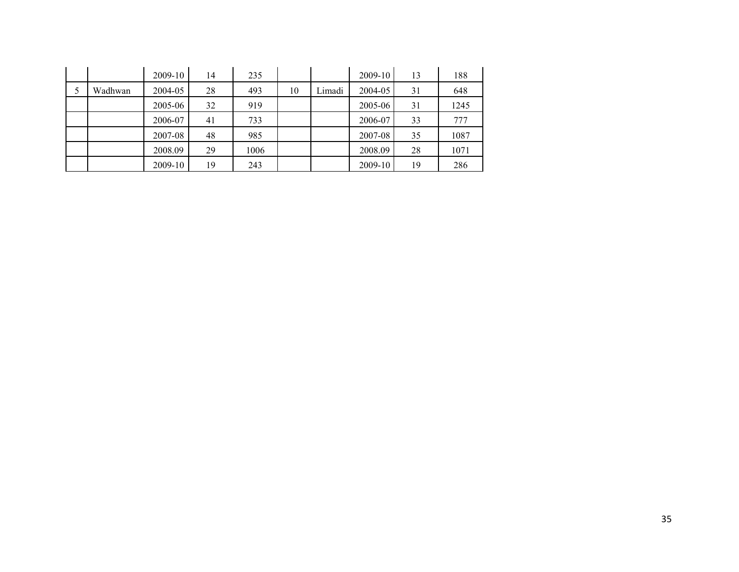| | | | | | | | | | |
|---|---|---|---|---|---|---|---|---|---|
| | | 2009-10 | 14 | 235 | | | 2009-10 | 13 | 188 |
| 5 | Wadhwan | 2004-05 | 28 | 493 | 10 | Limadi | 2004-05 | 31 | 648 |
| | | 2005-06 | 32 | 919 | | | 2005-06 | 31 | 1245 |
| | | 2006-07 | 41 | 733 | | | 2006-07 | 33 | 777 |
| | | 2007-08 | 48 | 985 | | | 2007-08 | 35 | 1087 |
| | | 2008.09 | 29 | 1006 | | | 2008.09 | 28 | 1071 |
| | | 2009-10 | 19 | 243 | | | 2009-10 | 19 | 286 |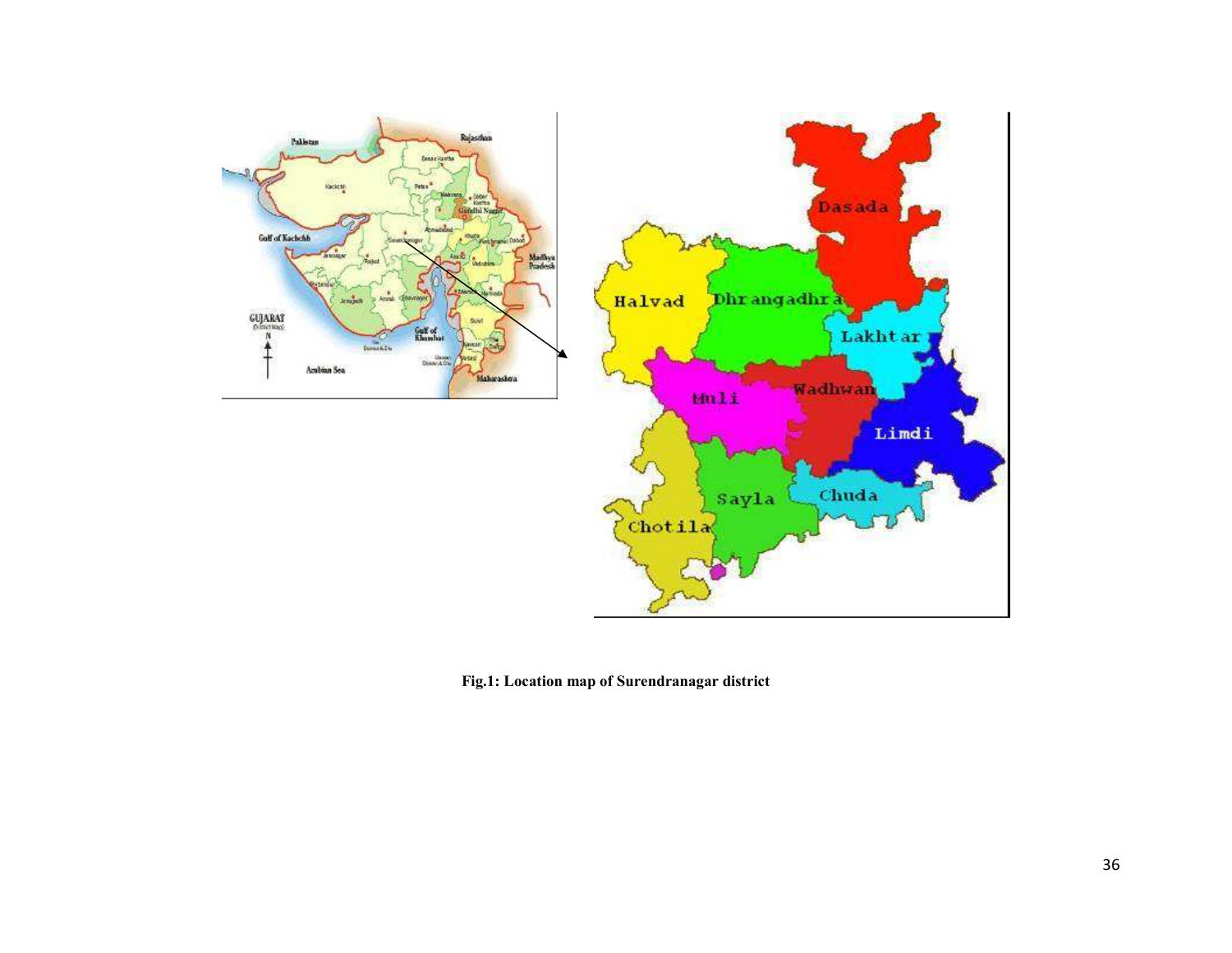Fig.1: Location map of Surendranagar district